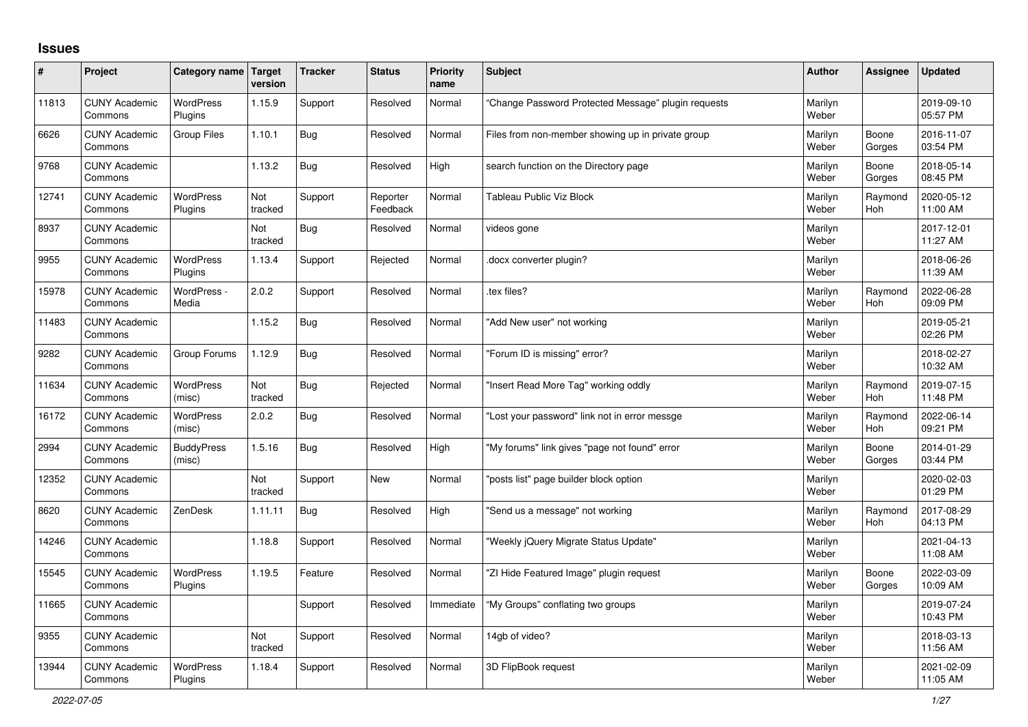# Issues

| # | Project | Category name | Target version | Tracker | Status | Priority name | Subject | Author | Assignee | Updated |
|---|---|---|---|---|---|---|---|---|---|---|
| 11813 | CUNY Academic Commons | WordPress Plugins | 1.15.9 | Support | Resolved | Normal | “Change Password Protected Message” plugin requests | Marilyn Weber | | 2019-09-10 05:57 PM |
| 6626 | CUNY Academic Commons | Group Files | 1.10.1 | Bug | Resolved | Normal | Files from non-member showing up in private group | Marilyn Weber | Boone Gorges | 2016-11-07 03:54 PM |
| 9768 | CUNY Academic Commons | | 1.13.2 | Bug | Resolved | High | search function on the Directory page | Marilyn Weber | Boone Gorges | 2018-05-14 08:45 PM |
| 12741 | CUNY Academic Commons | WordPress Plugins | Not tracked | Support | Reporter Feedback | Normal | Tableau Public Viz Block | Marilyn Weber | Raymond Hoh | 2020-05-12 11:00 AM |
| 8937 | CUNY Academic Commons | | Not tracked | Bug | Resolved | Normal | videos gone | Marilyn Weber | | 2017-12-01 11:27 AM |
| 9955 | CUNY Academic Commons | WordPress Plugins | 1.13.4 | Support | Rejected | Normal | .docx converter plugin? | Marilyn Weber | | 2018-06-26 11:39 AM |
| 15978 | CUNY Academic Commons | WordPress - Media | 2.0.2 | Support | Resolved | Normal | .tex files? | Marilyn Weber | Raymond Hoh | 2022-06-28 09:09 PM |
| 11483 | CUNY Academic Commons | | 1.15.2 | Bug | Resolved | Normal | "Add New user" not working | Marilyn Weber | | 2019-05-21 02:26 PM |
| 9282 | CUNY Academic Commons | Group Forums | 1.12.9 | Bug | Resolved | Normal | "Forum ID is missing" error? | Marilyn Weber | | 2018-02-27 10:32 AM |
| 11634 | CUNY Academic Commons | WordPress (misc) | Not tracked | Bug | Rejected | Normal | "Insert Read More Tag" working oddly | Marilyn Weber | Raymond Hoh | 2019-07-15 11:48 PM |
| 16172 | CUNY Academic Commons | WordPress (misc) | 2.0.2 | Bug | Resolved | Normal | "Lost your password" link not in error messge | Marilyn Weber | Raymond Hoh | 2022-06-14 09:21 PM |
| 2994 | CUNY Academic Commons | BuddyPress (misc) | 1.5.16 | Bug | Resolved | High | "My forums" link gives "page not found" error | Marilyn Weber | Boone Gorges | 2014-01-29 03:44 PM |
| 12352 | CUNY Academic Commons | | Not tracked | Support | New | Normal | "posts list" page builder block option | Marilyn Weber | | 2020-02-03 01:29 PM |
| 8620 | CUNY Academic Commons | ZenDesk | 1.11.11 | Bug | Resolved | High | "Send us a message" not working | Marilyn Weber | Raymond Hoh | 2017-08-29 04:13 PM |
| 14246 | CUNY Academic Commons | | 1.18.8 | Support | Resolved | Normal | "Weekly jQuery Migrate Status Update" | Marilyn Weber | | 2021-04-13 11:08 AM |
| 15545 | CUNY Academic Commons | WordPress Plugins | 1.19.5 | Feature | Resolved | Normal | "ZI Hide Featured Image" plugin request | Marilyn Weber | Boone Gorges | 2022-03-09 10:09 AM |
| 11665 | CUNY Academic Commons | | | Support | Resolved | Immediate | “My Groups” conflating two groups | Marilyn Weber | | 2019-07-24 10:43 PM |
| 9355 | CUNY Academic Commons | | Not tracked | Support | Resolved | Normal | 14gb of video? | Marilyn Weber | | 2018-03-13 11:56 AM |
| 13944 | CUNY Academic Commons | WordPress Plugins | 1.18.4 | Support | Resolved | Normal | 3D FlipBook request | Marilyn Weber | | 2021-02-09 11:05 AM |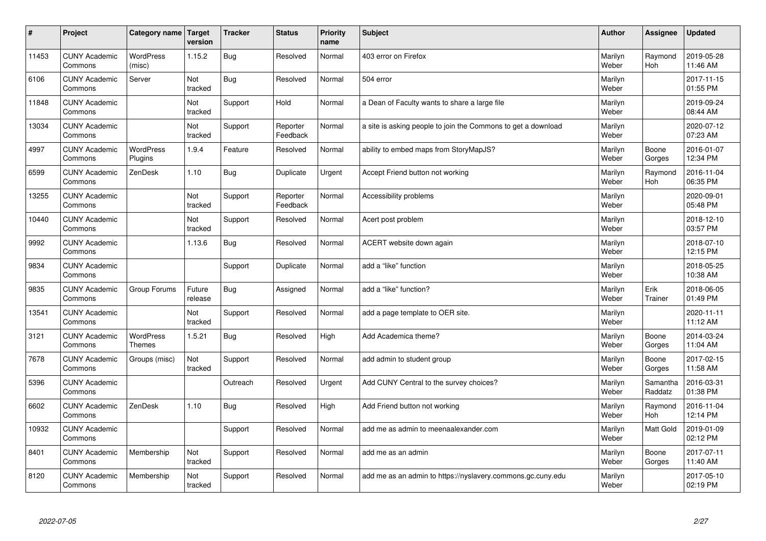| # | Project | Category name | Target version | Tracker | Status | Priority name | Subject | Author | Assignee | Updated |
|---|---|---|---|---|---|---|---|---|---|---|
| 11453 | CUNY Academic Commons | WordPress (misc) | 1.15.2 | Bug | Resolved | Normal | 403 error on Firefox | Marilyn Weber | Raymond Hoh | 2019-05-28 11:46 AM |
| 6106 | CUNY Academic Commons | Server | Not tracked | Bug | Resolved | Normal | 504 error | Marilyn Weber | | 2017-11-15 01:55 PM |
| 11848 | CUNY Academic Commons | | Not tracked | Support | Hold | Normal | a Dean of Faculty wants to share a large file | Marilyn Weber | | 2019-09-24 08:44 AM |
| 13034 | CUNY Academic Commons | | Not tracked | Support | Reporter Feedback | Normal | a site is asking people to join the Commons to get a download | Marilyn Weber | | 2020-07-12 07:23 AM |
| 4997 | CUNY Academic Commons | WordPress Plugins | 1.9.4 | Feature | Resolved | Normal | ability to embed maps from StoryMapJS? | Marilyn Weber | Boone Gorges | 2016-01-07 12:34 PM |
| 6599 | CUNY Academic Commons | ZenDesk | 1.10 | Bug | Duplicate | Urgent | Accept Friend button not working | Marilyn Weber | Raymond Hoh | 2016-11-04 06:35 PM |
| 13255 | CUNY Academic Commons | | Not tracked | Support | Reporter Feedback | Normal | Accessibility problems | Marilyn Weber | | 2020-09-01 05:48 PM |
| 10440 | CUNY Academic Commons | | Not tracked | Support | Resolved | Normal | Acert post problem | Marilyn Weber | | 2018-12-10 03:57 PM |
| 9992 | CUNY Academic Commons | | 1.13.6 | Bug | Resolved | Normal | ACERT website down again | Marilyn Weber | | 2018-07-10 12:15 PM |
| 9834 | CUNY Academic Commons | | | Support | Duplicate | Normal | add a "like" function | Marilyn Weber | | 2018-05-25 10:38 AM |
| 9835 | CUNY Academic Commons | Group Forums | Future release | Bug | Assigned | Normal | add a "like" function? | Marilyn Weber | Erik Trainer | 2018-06-05 01:49 PM |
| 13541 | CUNY Academic Commons | | Not tracked | Support | Resolved | Normal | add a page template to OER site. | Marilyn Weber | | 2020-11-11 11:12 AM |
| 3121 | CUNY Academic Commons | WordPress Themes | 1.5.21 | Bug | Resolved | High | Add Academica theme? | Marilyn Weber | Boone Gorges | 2014-03-24 11:04 AM |
| 7678 | CUNY Academic Commons | Groups (misc) | Not tracked | Support | Resolved | Normal | add admin to student group | Marilyn Weber | Boone Gorges | 2017-02-15 11:58 AM |
| 5396 | CUNY Academic Commons | | | Outreach | Resolved | Urgent | Add CUNY Central to the survey choices? | Marilyn Weber | Samantha Raddatz | 2016-03-31 01:38 PM |
| 6602 | CUNY Academic Commons | ZenDesk | 1.10 | Bug | Resolved | High | Add Friend button not working | Marilyn Weber | Raymond Hoh | 2016-11-04 12:14 PM |
| 10932 | CUNY Academic Commons | | | Support | Resolved | Normal | add me as admin to meenaalexander.com | Marilyn Weber | Matt Gold | 2019-01-09 02:12 PM |
| 8401 | CUNY Academic Commons | Membership | Not tracked | Support | Resolved | Normal | add me as an admin | Marilyn Weber | Boone Gorges | 2017-07-11 11:40 AM |
| 8120 | CUNY Academic Commons | Membership | Not tracked | Support | Resolved | Normal | add me as an admin to https://nyslavery.commons.gc.cuny.edu | Marilyn Weber | | 2017-05-10 02:19 PM |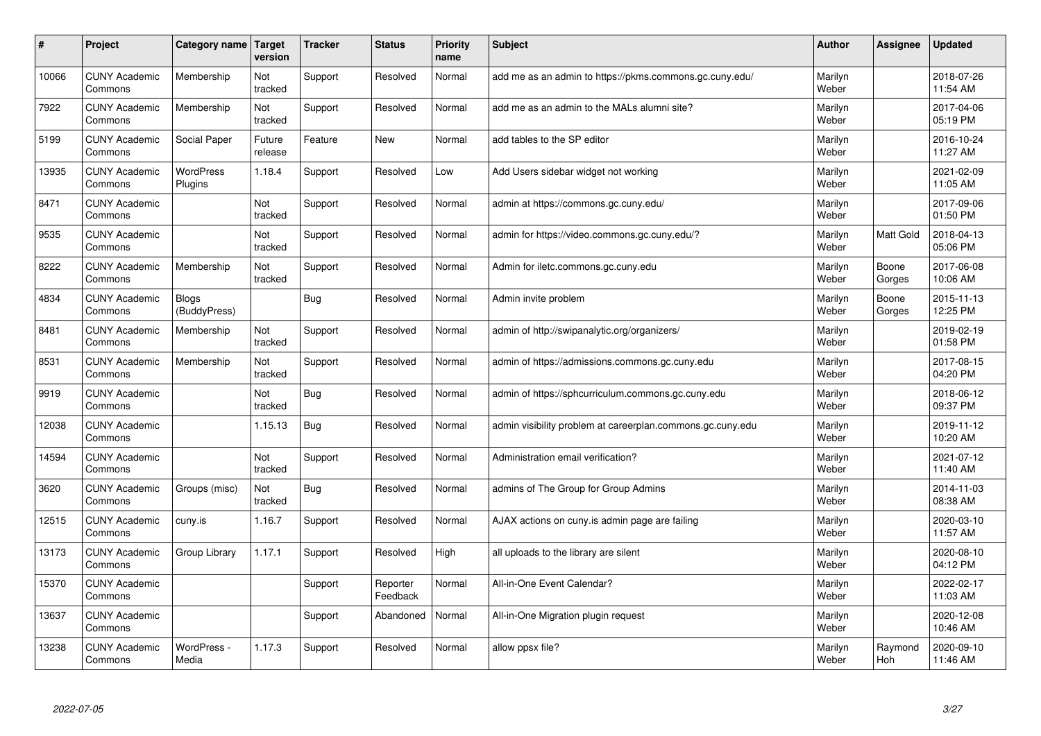| # | Project | Category name | Target version | Tracker | Status | Priority name | Subject | Author | Assignee | Updated |
|---|---|---|---|---|---|---|---|---|---|---|
| 10066 | CUNY Academic Commons | Membership | Not tracked | Support | Resolved | Normal | add me as an admin to https://pkms.commons.gc.cuny.edu/ | Marilyn Weber | | 2018-07-26 11:54 AM |
| 7922 | CUNY Academic Commons | Membership | Not tracked | Support | Resolved | Normal | add me as an admin to the MALs alumni site? | Marilyn Weber | | 2017-04-06 05:19 PM |
| 5199 | CUNY Academic Commons | Social Paper | Future release | Feature | New | Normal | add tables to the SP editor | Marilyn Weber | | 2016-10-24 11:27 AM |
| 13935 | CUNY Academic Commons | WordPress Plugins | 1.18.4 | Support | Resolved | Low | Add Users sidebar widget not working | Marilyn Weber | | 2021-02-09 11:05 AM |
| 8471 | CUNY Academic Commons | | Not tracked | Support | Resolved | Normal | admin at https://commons.gc.cuny.edu/ | Marilyn Weber | | 2017-09-06 01:50 PM |
| 9535 | CUNY Academic Commons | | Not tracked | Support | Resolved | Normal | admin for https://video.commons.gc.cuny.edu/? | Marilyn Weber | Matt Gold | 2018-04-13 05:06 PM |
| 8222 | CUNY Academic Commons | Membership | Not tracked | Support | Resolved | Normal | Admin for iletc.commons.gc.cuny.edu | Marilyn Weber | Boone Gorges | 2017-06-08 10:06 AM |
| 4834 | CUNY Academic Commons | Blogs (BuddyPress) | | Bug | Resolved | Normal | Admin invite problem | Marilyn Weber | Boone Gorges | 2015-11-13 12:25 PM |
| 8481 | CUNY Academic Commons | Membership | Not tracked | Support | Resolved | Normal | admin of http://swipanalytic.org/organizers/ | Marilyn Weber | | 2019-02-19 01:58 PM |
| 8531 | CUNY Academic Commons | Membership | Not tracked | Support | Resolved | Normal | admin of https://admissions.commons.gc.cuny.edu | Marilyn Weber | | 2017-08-15 04:20 PM |
| 9919 | CUNY Academic Commons | | Not tracked | Bug | Resolved | Normal | admin of https://sphcurriculum.commons.gc.cuny.edu | Marilyn Weber | | 2018-06-12 09:37 PM |
| 12038 | CUNY Academic Commons | | 1.15.13 | Bug | Resolved | Normal | admin visibility problem at careerplan.commons.gc.cuny.edu | Marilyn Weber | | 2019-11-12 10:20 AM |
| 14594 | CUNY Academic Commons | | Not tracked | Support | Resolved | Normal | Administration email verification? | Marilyn Weber | | 2021-07-12 11:40 AM |
| 3620 | CUNY Academic Commons | Groups (misc) | Not tracked | Bug | Resolved | Normal | admins of The Group for Group Admins | Marilyn Weber | | 2014-11-03 08:38 AM |
| 12515 | CUNY Academic Commons | cuny.is | 1.16.7 | Support | Resolved | Normal | AJAX actions on cuny.is admin page are failing | Marilyn Weber | | 2020-03-10 11:57 AM |
| 13173 | CUNY Academic Commons | Group Library | 1.17.1 | Support | Resolved | High | all uploads to the library are silent | Marilyn Weber | | 2020-08-10 04:12 PM |
| 15370 | CUNY Academic Commons | | | Support | Reporter Feedback | Normal | All-in-One Event Calendar? | Marilyn Weber | | 2022-02-17 11:03 AM |
| 13637 | CUNY Academic Commons | | | Support | Abandoned | Normal | All-in-One Migration plugin request | Marilyn Weber | | 2020-12-08 10:46 AM |
| 13238 | CUNY Academic Commons | WordPress - Media | 1.17.3 | Support | Resolved | Normal | allow ppsx file? | Marilyn Weber | Raymond Hoh | 2020-09-10 11:46 AM |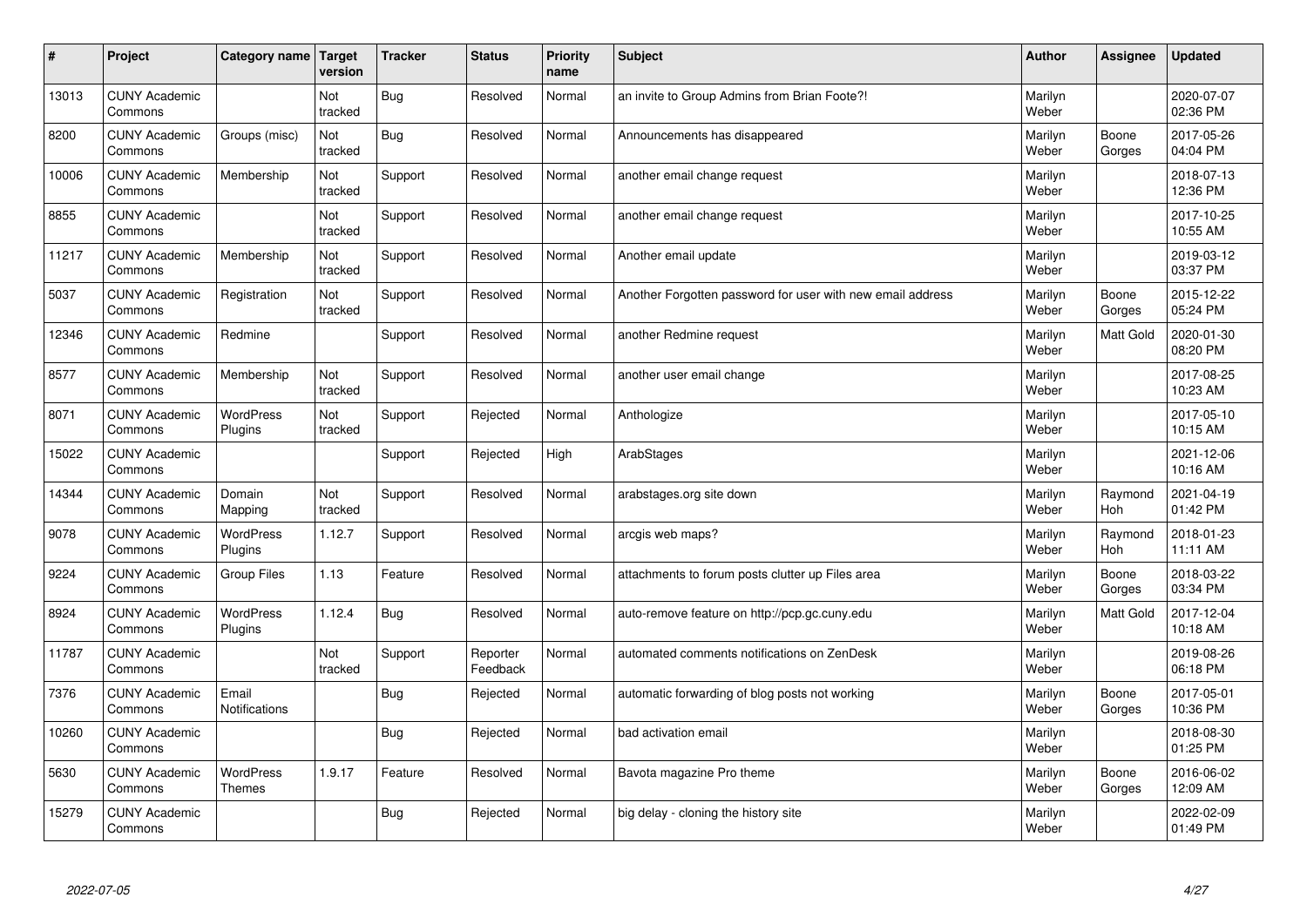| # | Project | Category name | Target version | Tracker | Status | Priority name | Subject | Author | Assignee | Updated |
|---|---|---|---|---|---|---|---|---|---|---|
| 13013 | CUNY Academic Commons | | Not tracked | Bug | Resolved | Normal | an invite to Group Admins from Brian Foote?! | Marilyn Weber | | 2020-07-07 02:36 PM |
| 8200 | CUNY Academic Commons | Groups (misc) | Not tracked | Bug | Resolved | Normal | Announcements has disappeared | Marilyn Weber | Boone Gorges | 2017-05-26 04:04 PM |
| 10006 | CUNY Academic Commons | Membership | Not tracked | Support | Resolved | Normal | another email change request | Marilyn Weber | | 2018-07-13 12:36 PM |
| 8855 | CUNY Academic Commons | | Not tracked | Support | Resolved | Normal | another email change request | Marilyn Weber | | 2017-10-25 10:55 AM |
| 11217 | CUNY Academic Commons | Membership | Not tracked | Support | Resolved | Normal | Another email update | Marilyn Weber | | 2019-03-12 03:37 PM |
| 5037 | CUNY Academic Commons | Registration | Not tracked | Support | Resolved | Normal | Another Forgotten password for user with new email address | Marilyn Weber | Boone Gorges | 2015-12-22 05:24 PM |
| 12346 | CUNY Academic Commons | Redmine | | Support | Resolved | Normal | another Redmine request | Marilyn Weber | Matt Gold | 2020-01-30 08:20 PM |
| 8577 | CUNY Academic Commons | Membership | Not tracked | Support | Resolved | Normal | another user email change | Marilyn Weber | | 2017-08-25 10:23 AM |
| 8071 | CUNY Academic Commons | WordPress Plugins | Not tracked | Support | Rejected | Normal | Anthologize | Marilyn Weber | | 2017-05-10 10:15 AM |
| 15022 | CUNY Academic Commons | | | Support | Rejected | High | ArabStages | Marilyn Weber | | 2021-12-06 10:16 AM |
| 14344 | CUNY Academic Commons | Domain Mapping | Not tracked | Support | Resolved | Normal | arabstages.org site down | Marilyn Weber | Raymond Hoh | 2021-04-19 01:42 PM |
| 9078 | CUNY Academic Commons | WordPress Plugins | 1.12.7 | Support | Resolved | Normal | arcgis web maps? | Marilyn Weber | Raymond Hoh | 2018-01-23 11:11 AM |
| 9224 | CUNY Academic Commons | Group Files | 1.13 | Feature | Resolved | Normal | attachments to forum posts clutter up Files area | Marilyn Weber | Boone Gorges | 2018-03-22 03:34 PM |
| 8924 | CUNY Academic Commons | WordPress Plugins | 1.12.4 | Bug | Resolved | Normal | auto-remove feature on http://pcp.gc.cuny.edu | Marilyn Weber | Matt Gold | 2017-12-04 10:18 AM |
| 11787 | CUNY Academic Commons | | Not tracked | Support | Reporter Feedback | Normal | automated comments notifications on ZenDesk | Marilyn Weber | | 2019-08-26 06:18 PM |
| 7376 | CUNY Academic Commons | Email Notifications | | Bug | Rejected | Normal | automatic forwarding of blog posts not working | Marilyn Weber | Boone Gorges | 2017-05-01 10:36 PM |
| 10260 | CUNY Academic Commons | | | Bug | Rejected | Normal | bad activation email | Marilyn Weber | | 2018-08-30 01:25 PM |
| 5630 | CUNY Academic Commons | WordPress Themes | 1.9.17 | Feature | Resolved | Normal | Bavota magazine Pro theme | Marilyn Weber | Boone Gorges | 2016-06-02 12:09 AM |
| 15279 | CUNY Academic Commons | | | Bug | Rejected | Normal | big delay - cloning the history site | Marilyn Weber | | 2022-02-09 01:49 PM |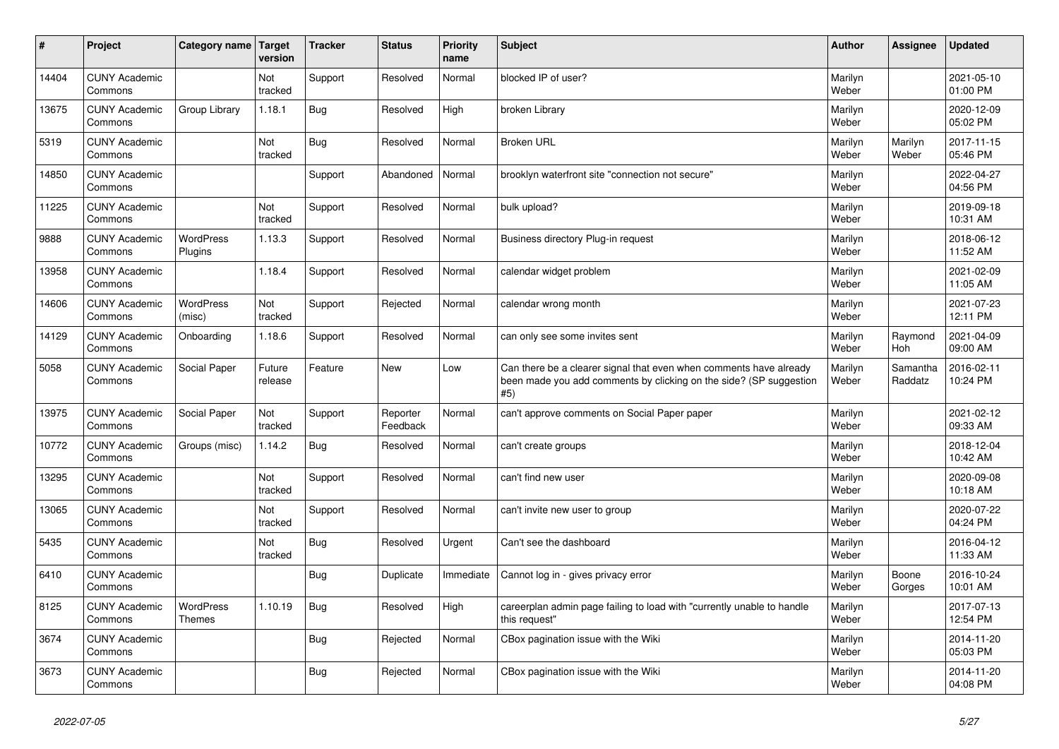| # | Project | Category name | Target version | Tracker | Status | Priority name | Subject | Author | Assignee | Updated |
|---|---|---|---|---|---|---|---|---|---|---|
| 14404 | CUNY Academic Commons | | Not tracked | Support | Resolved | Normal | blocked IP of user? | Marilyn Weber | | 2021-05-10 01:00 PM |
| 13675 | CUNY Academic Commons | Group Library | 1.18.1 | Bug | Resolved | High | broken Library | Marilyn Weber | | 2020-12-09 05:02 PM |
| 5319 | CUNY Academic Commons | | Not tracked | Bug | Resolved | Normal | Broken URL | Marilyn Weber | Marilyn Weber | 2017-11-15 05:46 PM |
| 14850 | CUNY Academic Commons | | | Support | Abandoned | Normal | brooklyn waterfront site "connection not secure" | Marilyn Weber | | 2022-04-27 04:56 PM |
| 11225 | CUNY Academic Commons | | Not tracked | Support | Resolved | Normal | bulk upload? | Marilyn Weber | | 2019-09-18 10:31 AM |
| 9888 | CUNY Academic Commons | WordPress Plugins | 1.13.3 | Support | Resolved | Normal | Business directory Plug-in request | Marilyn Weber | | 2018-06-12 11:52 AM |
| 13958 | CUNY Academic Commons | | 1.18.4 | Support | Resolved | Normal | calendar widget problem | Marilyn Weber | | 2021-02-09 11:05 AM |
| 14606 | CUNY Academic Commons | WordPress (misc) | Not tracked | Support | Rejected | Normal | calendar wrong month | Marilyn Weber | | 2021-07-23 12:11 PM |
| 14129 | CUNY Academic Commons | Onboarding | 1.18.6 | Support | Resolved | Normal | can only see some invites sent | Marilyn Weber | Raymond Hoh | 2021-04-09 09:00 AM |
| 5058 | CUNY Academic Commons | Social Paper | Future release | Feature | New | Low | Can there be a clearer signal that even when comments have already been made you add comments by clicking on the side? (SP suggestion #5) | Marilyn Weber | Samantha Raddatz | 2016-02-11 10:24 PM |
| 13975 | CUNY Academic Commons | Social Paper | Not tracked | Support | Reporter Feedback | Normal | can't approve comments on Social Paper paper | Marilyn Weber | | 2021-02-12 09:33 AM |
| 10772 | CUNY Academic Commons | Groups (misc) | 1.14.2 | Bug | Resolved | Normal | can't create groups | Marilyn Weber | | 2018-12-04 10:42 AM |
| 13295 | CUNY Academic Commons | | Not tracked | Support | Resolved | Normal | can't find new user | Marilyn Weber | | 2020-09-08 10:18 AM |
| 13065 | CUNY Academic Commons | | Not tracked | Support | Resolved | Normal | can't invite new user to group | Marilyn Weber | | 2020-07-22 04:24 PM |
| 5435 | CUNY Academic Commons | | Not tracked | Bug | Resolved | Urgent | Can't see the dashboard | Marilyn Weber | | 2016-04-12 11:33 AM |
| 6410 | CUNY Academic Commons | | | Bug | Duplicate | Immediate | Cannot log in - gives privacy error | Marilyn Weber | Boone Gorges | 2016-10-24 10:01 AM |
| 8125 | CUNY Academic Commons | WordPress Themes | 1.10.19 | Bug | Resolved | High | careerplan admin page failing to load with "currently unable to handle this request" | Marilyn Weber | | 2017-07-13 12:54 PM |
| 3674 | CUNY Academic Commons | | | Bug | Rejected | Normal | CBox pagination issue with the Wiki | Marilyn Weber | | 2014-11-20 05:03 PM |
| 3673 | CUNY Academic Commons | | | Bug | Rejected | Normal | CBox pagination issue with the Wiki | Marilyn Weber | | 2014-11-20 04:08 PM |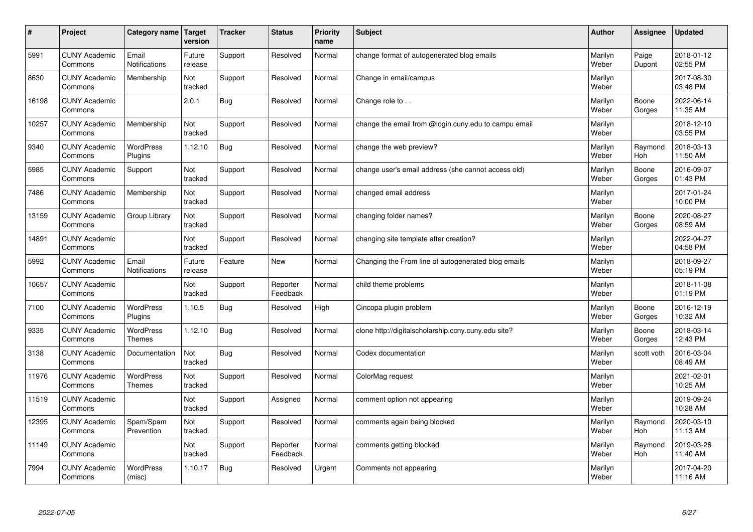| # | Project | Category name | Target version | Tracker | Status | Priority name | Subject | Author | Assignee | Updated |
|---|---|---|---|---|---|---|---|---|---|---|
| 5991 | CUNY Academic Commons | Email Notifications | Future release | Support | Resolved | Normal | change format of autogenerated blog emails | Marilyn Weber | Paige Dupont | 2018-01-12 02:55 PM |
| 8630 | CUNY Academic Commons | Membership | Not tracked | Support | Resolved | Normal | Change in email/campus | Marilyn Weber | | 2017-08-30 03:48 PM |
| 16198 | CUNY Academic Commons | | 2.0.1 | Bug | Resolved | Normal | Change role to . . | Marilyn Weber | Boone Gorges | 2022-06-14 11:35 AM |
| 10257 | CUNY Academic Commons | Membership | Not tracked | Support | Resolved | Normal | change the email from @login.cuny.edu to campu email | Marilyn Weber | | 2018-12-10 03:55 PM |
| 9340 | CUNY Academic Commons | WordPress Plugins | 1.12.10 | Bug | Resolved | Normal | change the web preview? | Marilyn Weber | Raymond Hoh | 2018-03-13 11:50 AM |
| 5985 | CUNY Academic Commons | Support | Not tracked | Support | Resolved | Normal | change user's email address (she cannot access old) | Marilyn Weber | Boone Gorges | 2016-09-07 01:43 PM |
| 7486 | CUNY Academic Commons | Membership | Not tracked | Support | Resolved | Normal | changed email address | Marilyn Weber | | 2017-01-24 10:00 PM |
| 13159 | CUNY Academic Commons | Group Library | Not tracked | Support | Resolved | Normal | changing folder names? | Marilyn Weber | Boone Gorges | 2020-08-27 08:59 AM |
| 14891 | CUNY Academic Commons | | Not tracked | Support | Resolved | Normal | changing site template after creation? | Marilyn Weber | | 2022-04-27 04:58 PM |
| 5992 | CUNY Academic Commons | Email Notifications | Future release | Feature | New | Normal | Changing the From line of autogenerated blog emails | Marilyn Weber | | 2018-09-27 05:19 PM |
| 10657 | CUNY Academic Commons | | Not tracked | Support | Reporter Feedback | Normal | child theme problems | Marilyn Weber | | 2018-11-08 01:19 PM |
| 7100 | CUNY Academic Commons | WordPress Plugins | 1.10.5 | Bug | Resolved | High | Cincopa plugin problem | Marilyn Weber | Boone Gorges | 2016-12-19 10:32 AM |
| 9335 | CUNY Academic Commons | WordPress Themes | 1.12.10 | Bug | Resolved | Normal | clone http://digitalscholarship.ccny.cuny.edu site? | Marilyn Weber | Boone Gorges | 2018-03-14 12:43 PM |
| 3138 | CUNY Academic Commons | Documentation | Not tracked | Bug | Resolved | Normal | Codex documentation | Marilyn Weber | scott voth | 2016-03-04 08:49 AM |
| 11976 | CUNY Academic Commons | WordPress Themes | Not tracked | Support | Resolved | Normal | ColorMag request | Marilyn Weber | | 2021-02-01 10:25 AM |
| 11519 | CUNY Academic Commons | | Not tracked | Support | Assigned | Normal | comment option not appearing | Marilyn Weber | | 2019-09-24 10:28 AM |
| 12395 | CUNY Academic Commons | Spam/Spam Prevention | Not tracked | Support | Resolved | Normal | comments again being blocked | Marilyn Weber | Raymond Hoh | 2020-03-10 11:13 AM |
| 11149 | CUNY Academic Commons | | Not tracked | Support | Reporter Feedback | Normal | comments getting blocked | Marilyn Weber | Raymond Hoh | 2019-03-26 11:40 AM |
| 7994 | CUNY Academic Commons | WordPress (misc) | 1.10.17 | Bug | Resolved | Urgent | Comments not appearing | Marilyn Weber | | 2017-04-20 11:16 AM |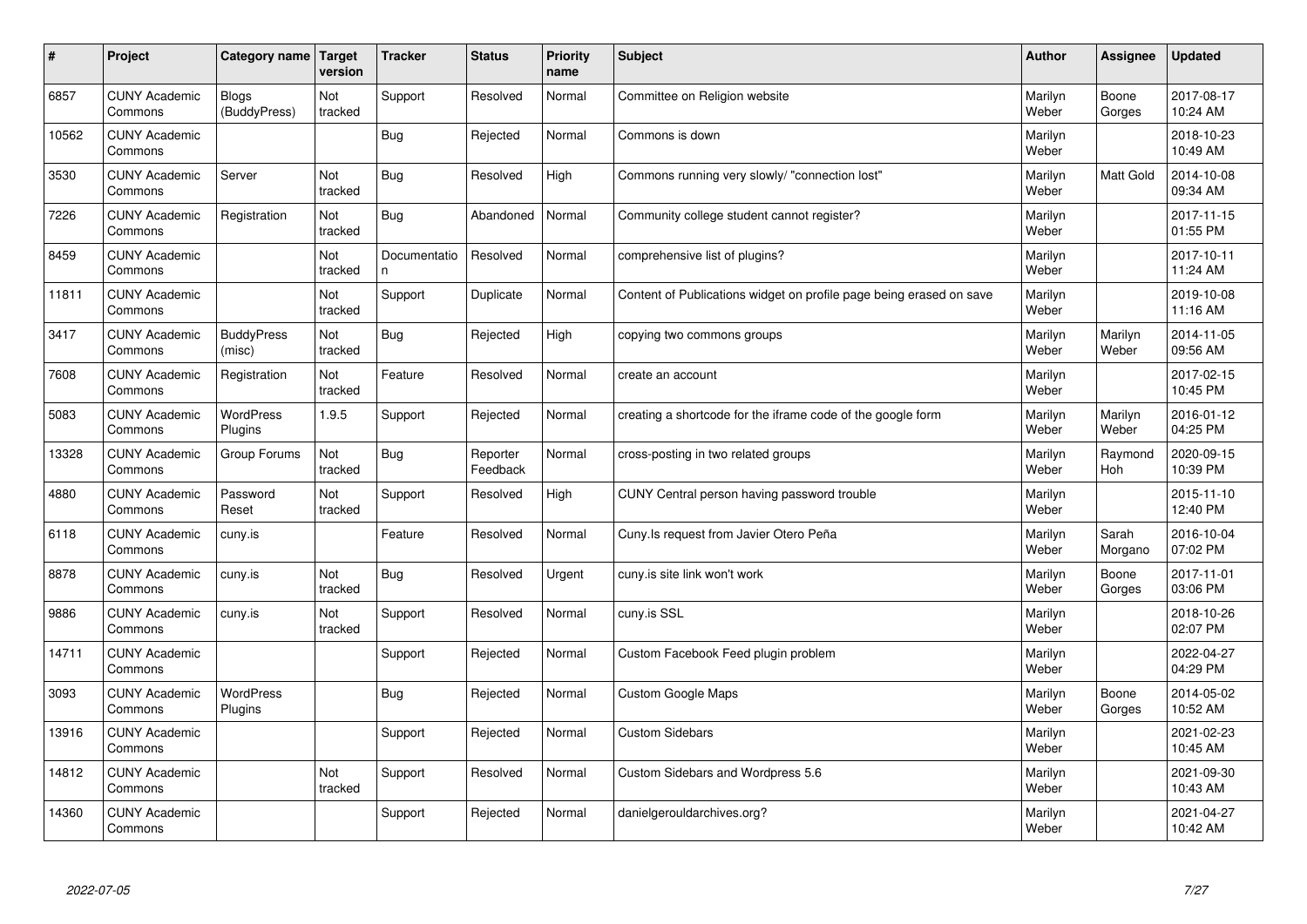| # | Project | Category name | Target version | Tracker | Status | Priority name | Subject | Author | Assignee | Updated |
|---|---|---|---|---|---|---|---|---|---|---|
| 6857 | CUNY Academic Commons | Blogs (BuddyPress) | Not tracked | Support | Resolved | Normal | Committee on Religion website | Marilyn Weber | Boone Gorges | 2017-08-17 10:24 AM |
| 10562 | CUNY Academic Commons | | | Bug | Rejected | Normal | Commons is down | Marilyn Weber | | 2018-10-23 10:49 AM |
| 3530 | CUNY Academic Commons | Server | Not tracked | Bug | Resolved | High | Commons running very slowly/ "connection lost" | Marilyn Weber | Matt Gold | 2014-10-08 09:34 AM |
| 7226 | CUNY Academic Commons | Registration | Not tracked | Bug | Abandoned | Normal | Community college student cannot register? | Marilyn Weber | | 2017-11-15 01:55 PM |
| 8459 | CUNY Academic Commons | | Not tracked | Documentation | Resolved | Normal | comprehensive list of plugins? | Marilyn Weber | | 2017-10-11 11:24 AM |
| 11811 | CUNY Academic Commons | | Not tracked | Support | Duplicate | Normal | Content of Publications widget on profile page being erased on save | Marilyn Weber | | 2019-10-08 11:16 AM |
| 3417 | CUNY Academic Commons | BuddyPress (misc) | Not tracked | Bug | Rejected | High | copying two commons groups | Marilyn Weber | Marilyn Weber | 2014-11-05 09:56 AM |
| 7608 | CUNY Academic Commons | Registration | Not tracked | Feature | Resolved | Normal | create an account | Marilyn Weber | | 2017-02-15 10:45 PM |
| 5083 | CUNY Academic Commons | WordPress Plugins | 1.9.5 | Support | Rejected | Normal | creating a shortcode for the iframe code of the google form | Marilyn Weber | Marilyn Weber | 2016-01-12 04:25 PM |
| 13328 | CUNY Academic Commons | Group Forums | Not tracked | Bug | Reporter Feedback | Normal | cross-posting in two related groups | Marilyn Weber | Raymond Hoh | 2020-09-15 10:39 PM |
| 4880 | CUNY Academic Commons | Password Reset | Not tracked | Support | Resolved | High | CUNY Central person having password trouble | Marilyn Weber | | 2015-11-10 12:40 PM |
| 6118 | CUNY Academic Commons | cuny.is | | Feature | Resolved | Normal | Cuny.Is request from Javier Otero Peña | Marilyn Weber | Sarah Morgano | 2016-10-04 07:02 PM |
| 8878 | CUNY Academic Commons | cuny.is | Not tracked | Bug | Resolved | Urgent | cuny.is site link won't work | Marilyn Weber | Boone Gorges | 2017-11-01 03:06 PM |
| 9886 | CUNY Academic Commons | cuny.is | Not tracked | Support | Resolved | Normal | cuny.is SSL | Marilyn Weber | | 2018-10-26 02:07 PM |
| 14711 | CUNY Academic Commons | | | Support | Rejected | Normal | Custom Facebook Feed plugin problem | Marilyn Weber | | 2022-04-27 04:29 PM |
| 3093 | CUNY Academic Commons | WordPress Plugins | | Bug | Rejected | Normal | Custom Google Maps | Marilyn Weber | Boone Gorges | 2014-05-02 10:52 AM |
| 13916 | CUNY Academic Commons | | | Support | Rejected | Normal | Custom Sidebars | Marilyn Weber | | 2021-02-23 10:45 AM |
| 14812 | CUNY Academic Commons | | Not tracked | Support | Resolved | Normal | Custom Sidebars and Wordpress 5.6 | Marilyn Weber | | 2021-09-30 10:43 AM |
| 14360 | CUNY Academic Commons | | | Support | Rejected | Normal | danielgerouldarchives.org? | Marilyn Weber | | 2021-04-27 10:42 AM |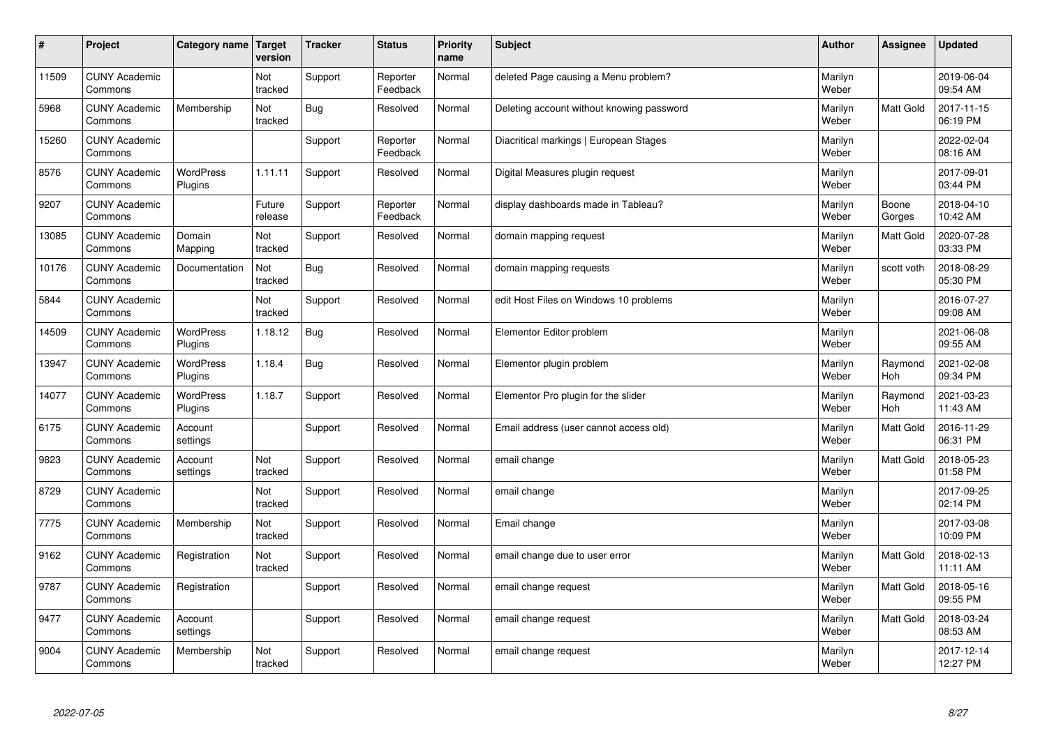| # | Project | Category name | Target version | Tracker | Status | Priority name | Subject | Author | Assignee | Updated |
|---|---|---|---|---|---|---|---|---|---|---|
| 11509 | CUNY Academic Commons | | Not tracked | Support | Reporter Feedback | Normal | deleted Page causing a Menu problem? | Marilyn Weber | | 2019-06-04 09:54 AM |
| 5968 | CUNY Academic Commons | Membership | Not tracked | Bug | Resolved | Normal | Deleting account without knowing password | Marilyn Weber | Matt Gold | 2017-11-15 06:19 PM |
| 15260 | CUNY Academic Commons | | | Support | Reporter Feedback | Normal | Diacritical markings \| European Stages | Marilyn Weber | | 2022-02-04 08:16 AM |
| 8576 | CUNY Academic Commons | WordPress Plugins | 1.11.11 | Support | Resolved | Normal | Digital Measures plugin request | Marilyn Weber | | 2017-09-01 03:44 PM |
| 9207 | CUNY Academic Commons | | Future release | Support | Reporter Feedback | Normal | display dashboards made in Tableau? | Marilyn Weber | Boone Gorges | 2018-04-10 10:42 AM |
| 13085 | CUNY Academic Commons | Domain Mapping | Not tracked | Support | Resolved | Normal | domain mapping request | Marilyn Weber | Matt Gold | 2020-07-28 03:33 PM |
| 10176 | CUNY Academic Commons | Documentation | Not tracked | Bug | Resolved | Normal | domain mapping requests | Marilyn Weber | scott voth | 2018-08-29 05:30 PM |
| 5844 | CUNY Academic Commons | | Not tracked | Support | Resolved | Normal | edit Host Files on Windows 10 problems | Marilyn Weber | | 2016-07-27 09:08 AM |
| 14509 | CUNY Academic Commons | WordPress Plugins | 1.18.12 | Bug | Resolved | Normal | Elementor Editor problem | Marilyn Weber | | 2021-06-08 09:55 AM |
| 13947 | CUNY Academic Commons | WordPress Plugins | 1.18.4 | Bug | Resolved | Normal | Elementor plugin problem | Marilyn Weber | Raymond Hoh | 2021-02-08 09:34 PM |
| 14077 | CUNY Academic Commons | WordPress Plugins | 1.18.7 | Support | Resolved | Normal | Elementor Pro plugin for the slider | Marilyn Weber | Raymond Hoh | 2021-03-23 11:43 AM |
| 6175 | CUNY Academic Commons | Account settings | | Support | Resolved | Normal | Email address (user cannot access old) | Marilyn Weber | Matt Gold | 2016-11-29 06:31 PM |
| 9823 | CUNY Academic Commons | Account settings | Not tracked | Support | Resolved | Normal | email change | Marilyn Weber | Matt Gold | 2018-05-23 01:58 PM |
| 8729 | CUNY Academic Commons | | Not tracked | Support | Resolved | Normal | email change | Marilyn Weber | | 2017-09-25 02:14 PM |
| 7775 | CUNY Academic Commons | Membership | Not tracked | Support | Resolved | Normal | Email change | Marilyn Weber | | 2017-03-08 10:09 PM |
| 9162 | CUNY Academic Commons | Registration | Not tracked | Support | Resolved | Normal | email change due to user error | Marilyn Weber | Matt Gold | 2018-02-13 11:11 AM |
| 9787 | CUNY Academic Commons | Registration | | Support | Resolved | Normal | email change request | Marilyn Weber | Matt Gold | 2018-05-16 09:55 PM |
| 9477 | CUNY Academic Commons | Account settings | | Support | Resolved | Normal | email change request | Marilyn Weber | Matt Gold | 2018-03-24 08:53 AM |
| 9004 | CUNY Academic Commons | Membership | Not tracked | Support | Resolved | Normal | email change request | Marilyn Weber | | 2017-12-14 12:27 PM |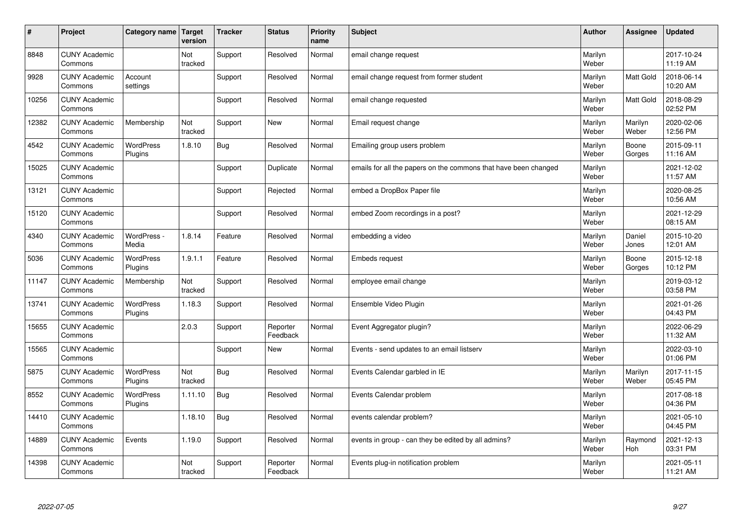| # | Project | Category name | Target version | Tracker | Status | Priority name | Subject | Author | Assignee | Updated |
|---|---|---|---|---|---|---|---|---|---|---|
| 8848 | CUNY Academic Commons | | Not tracked | Support | Resolved | Normal | email change request | Marilyn Weber | | 2017-10-24 11:19 AM |
| 9928 | CUNY Academic Commons | Account settings | | Support | Resolved | Normal | email change request from former student | Marilyn Weber | Matt Gold | 2018-06-14 10:20 AM |
| 10256 | CUNY Academic Commons | | | Support | Resolved | Normal | email change requested | Marilyn Weber | Matt Gold | 2018-08-29 02:52 PM |
| 12382 | CUNY Academic Commons | Membership | Not tracked | Support | New | Normal | Email request change | Marilyn Weber | Marilyn Weber | 2020-02-06 12:56 PM |
| 4542 | CUNY Academic Commons | WordPress Plugins | 1.8.10 | Bug | Resolved | Normal | Emailing group users problem | Marilyn Weber | Boone Gorges | 2015-09-11 11:16 AM |
| 15025 | CUNY Academic Commons | | | Support | Duplicate | Normal | emails for all the papers on the commons that have been changed | Marilyn Weber | | 2021-12-02 11:57 AM |
| 13121 | CUNY Academic Commons | | | Support | Rejected | Normal | embed a DropBox Paper file | Marilyn Weber | | 2020-08-25 10:56 AM |
| 15120 | CUNY Academic Commons | | | Support | Resolved | Normal | embed Zoom recordings in a post? | Marilyn Weber | | 2021-12-29 08:15 AM |
| 4340 | CUNY Academic Commons | WordPress - Media | 1.8.14 | Feature | Resolved | Normal | embedding a video | Marilyn Weber | Daniel Jones | 2015-10-20 12:01 AM |
| 5036 | CUNY Academic Commons | WordPress Plugins | 1.9.1.1 | Feature | Resolved | Normal | Embeds request | Marilyn Weber | Boone Gorges | 2015-12-18 10:12 PM |
| 11147 | CUNY Academic Commons | Membership | Not tracked | Support | Resolved | Normal | employee email change | Marilyn Weber | | 2019-03-12 03:58 PM |
| 13741 | CUNY Academic Commons | WordPress Plugins | 1.18.3 | Support | Resolved | Normal | Ensemble Video Plugin | Marilyn Weber | | 2021-01-26 04:43 PM |
| 15655 | CUNY Academic Commons | | 2.0.3 | Support | Reporter Feedback | Normal | Event Aggregator plugin? | Marilyn Weber | | 2022-06-29 11:32 AM |
| 15565 | CUNY Academic Commons | | | Support | New | Normal | Events - send updates to an email listserv | Marilyn Weber | | 2022-03-10 01:06 PM |
| 5875 | CUNY Academic Commons | WordPress Plugins | Not tracked | Bug | Resolved | Normal | Events Calendar garbled in IE | Marilyn Weber | Marilyn Weber | 2017-11-15 05:45 PM |
| 8552 | CUNY Academic Commons | WordPress Plugins | 1.11.10 | Bug | Resolved | Normal | Events Calendar problem | Marilyn Weber | | 2017-08-18 04:36 PM |
| 14410 | CUNY Academic Commons | | 1.18.10 | Bug | Resolved | Normal | events calendar problem? | Marilyn Weber | | 2021-05-10 04:45 PM |
| 14889 | CUNY Academic Commons | Events | 1.19.0 | Support | Resolved | Normal | events in group - can they be edited by all admins? | Marilyn Weber | Raymond Hoh | 2021-12-13 03:31 PM |
| 14398 | CUNY Academic Commons | | Not tracked | Support | Reporter Feedback | Normal | Events plug-in notification problem | Marilyn Weber | | 2021-05-11 11:21 AM |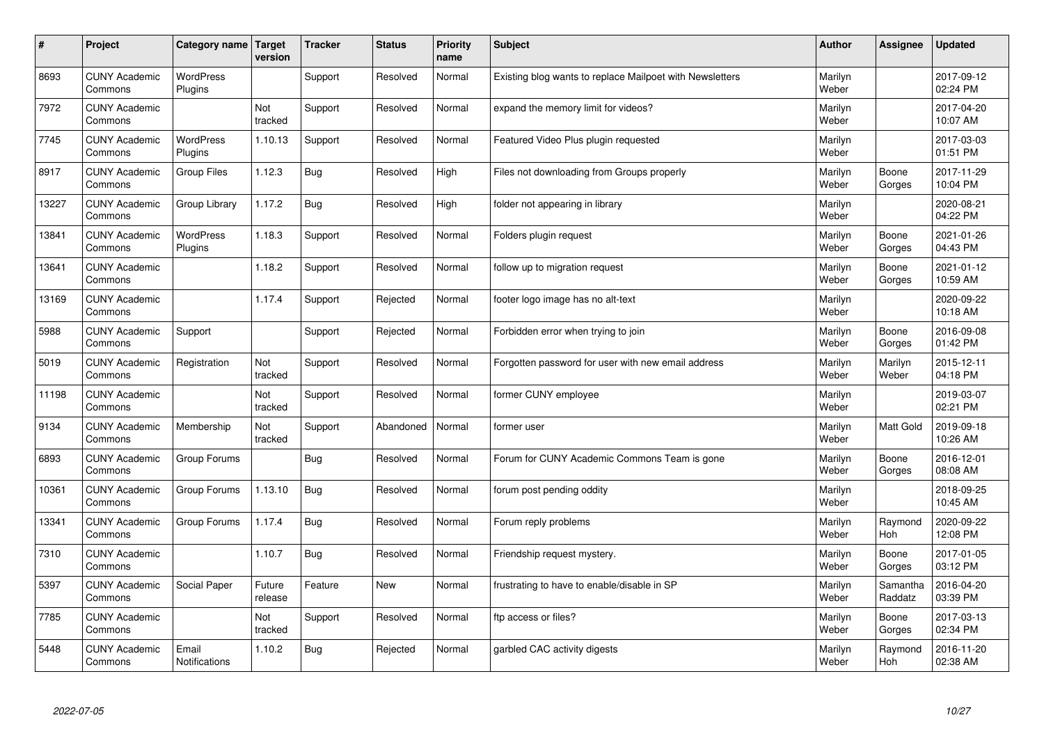| # | Project | Category name | Target version | Tracker | Status | Priority name | Subject | Author | Assignee | Updated |
|---|---|---|---|---|---|---|---|---|---|---|
| 8693 | CUNY Academic Commons | WordPress Plugins | | Support | Resolved | Normal | Existing blog wants to replace Mailpoet with Newsletters | Marilyn Weber | | 2017-09-12 02:24 PM |
| 7972 | CUNY Academic Commons | | Not tracked | Support | Resolved | Normal | expand the memory limit for videos? | Marilyn Weber | | 2017-04-20 10:07 AM |
| 7745 | CUNY Academic Commons | WordPress Plugins | 1.10.13 | Support | Resolved | Normal | Featured Video Plus plugin requested | Marilyn Weber | | 2017-03-03 01:51 PM |
| 8917 | CUNY Academic Commons | Group Files | 1.12.3 | Bug | Resolved | High | Files not downloading from Groups properly | Marilyn Weber | Boone Gorges | 2017-11-29 10:04 PM |
| 13227 | CUNY Academic Commons | Group Library | 1.17.2 | Bug | Resolved | High | folder not appearing in library | Marilyn Weber | | 2020-08-21 04:22 PM |
| 13841 | CUNY Academic Commons | WordPress Plugins | 1.18.3 | Support | Resolved | Normal | Folders plugin request | Marilyn Weber | Boone Gorges | 2021-01-26 04:43 PM |
| 13641 | CUNY Academic Commons | | 1.18.2 | Support | Resolved | Normal | follow up to migration request | Marilyn Weber | Boone Gorges | 2021-01-12 10:59 AM |
| 13169 | CUNY Academic Commons | | 1.17.4 | Support | Rejected | Normal | footer logo image has no alt-text | Marilyn Weber | | 2020-09-22 10:18 AM |
| 5988 | CUNY Academic Commons | Support | | Support | Rejected | Normal | Forbidden error when trying to join | Marilyn Weber | Boone Gorges | 2016-09-08 01:42 PM |
| 5019 | CUNY Academic Commons | Registration | Not tracked | Support | Resolved | Normal | Forgotten password for user with new email address | Marilyn Weber | Marilyn Weber | 2015-12-11 04:18 PM |
| 11198 | CUNY Academic Commons | | Not tracked | Support | Resolved | Normal | former CUNY employee | Marilyn Weber | | 2019-03-07 02:21 PM |
| 9134 | CUNY Academic Commons | Membership | Not tracked | Support | Abandoned | Normal | former user | Marilyn Weber | Matt Gold | 2019-09-18 10:26 AM |
| 6893 | CUNY Academic Commons | Group Forums | | Bug | Resolved | Normal | Forum for CUNY Academic Commons Team is gone | Marilyn Weber | Boone Gorges | 2016-12-01 08:08 AM |
| 10361 | CUNY Academic Commons | Group Forums | 1.13.10 | Bug | Resolved | Normal | forum post pending oddity | Marilyn Weber | | 2018-09-25 10:45 AM |
| 13341 | CUNY Academic Commons | Group Forums | 1.17.4 | Bug | Resolved | Normal | Forum reply problems | Marilyn Weber | Raymond Hoh | 2020-09-22 12:08 PM |
| 7310 | CUNY Academic Commons | | 1.10.7 | Bug | Resolved | Normal | Friendship request mystery. | Marilyn Weber | Boone Gorges | 2017-01-05 03:12 PM |
| 5397 | CUNY Academic Commons | Social Paper | Future release | Feature | New | Normal | frustrating to have to enable/disable in SP | Marilyn Weber | Samantha Raddatz | 2016-04-20 03:39 PM |
| 7785 | CUNY Academic Commons | | Not tracked | Support | Resolved | Normal | ftp access or files? | Marilyn Weber | Boone Gorges | 2017-03-13 02:34 PM |
| 5448 | CUNY Academic Commons | Email Notifications | 1.10.2 | Bug | Rejected | Normal | garbled CAC activity digests | Marilyn Weber | Raymond Hoh | 2016-11-20 02:38 AM |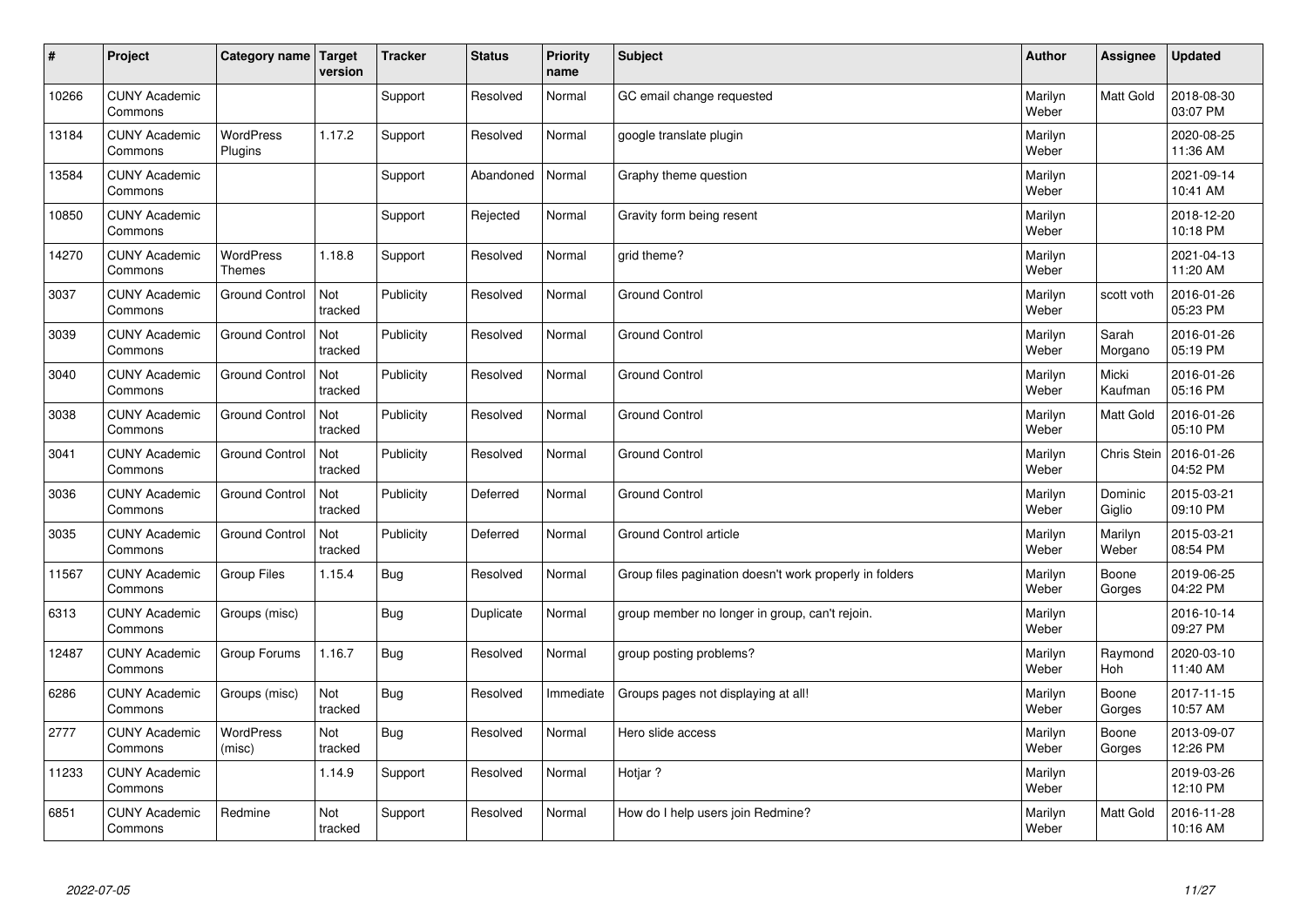| # | Project | Category name | Target version | Tracker | Status | Priority name | Subject | Author | Assignee | Updated |
|---|---|---|---|---|---|---|---|---|---|---|
| 10266 | CUNY Academic Commons | | | Support | Resolved | Normal | GC email change requested | Marilyn Weber | Matt Gold | 2018-08-30 03:07 PM |
| 13184 | CUNY Academic Commons | WordPress Plugins | 1.17.2 | Support | Resolved | Normal | google translate plugin | Marilyn Weber | | 2020-08-25 11:36 AM |
| 13584 | CUNY Academic Commons | | | Support | Abandoned | Normal | Graphy theme question | Marilyn Weber | | 2021-09-14 10:41 AM |
| 10850 | CUNY Academic Commons | | | Support | Rejected | Normal | Gravity form being resent | Marilyn Weber | | 2018-12-20 10:18 PM |
| 14270 | CUNY Academic Commons | WordPress Themes | 1.18.8 | Support | Resolved | Normal | grid theme? | Marilyn Weber | | 2021-04-13 11:20 AM |
| 3037 | CUNY Academic Commons | Ground Control | Not tracked | Publicity | Resolved | Normal | Ground Control | Marilyn Weber | scott voth | 2016-01-26 05:23 PM |
| 3039 | CUNY Academic Commons | Ground Control | Not tracked | Publicity | Resolved | Normal | Ground Control | Marilyn Weber | Sarah Morgano | 2016-01-26 05:19 PM |
| 3040 | CUNY Academic Commons | Ground Control | Not tracked | Publicity | Resolved | Normal | Ground Control | Marilyn Weber | Micki Kaufman | 2016-01-26 05:16 PM |
| 3038 | CUNY Academic Commons | Ground Control | Not tracked | Publicity | Resolved | Normal | Ground Control | Marilyn Weber | Matt Gold | 2016-01-26 05:10 PM |
| 3041 | CUNY Academic Commons | Ground Control | Not tracked | Publicity | Resolved | Normal | Ground Control | Marilyn Weber | Chris Stein | 2016-01-26 04:52 PM |
| 3036 | CUNY Academic Commons | Ground Control | Not tracked | Publicity | Deferred | Normal | Ground Control | Marilyn Weber | Dominic Giglio | 2015-03-21 09:10 PM |
| 3035 | CUNY Academic Commons | Ground Control | Not tracked | Publicity | Deferred | Normal | Ground Control article | Marilyn Weber | Marilyn Weber | 2015-03-21 08:54 PM |
| 11567 | CUNY Academic Commons | Group Files | 1.15.4 | Bug | Resolved | Normal | Group files pagination doesn't work properly in folders | Marilyn Weber | Boone Gorges | 2019-06-25 04:22 PM |
| 6313 | CUNY Academic Commons | Groups (misc) | | Bug | Duplicate | Normal | group member no longer in group, can't rejoin. | Marilyn Weber | | 2016-10-14 09:27 PM |
| 12487 | CUNY Academic Commons | Group Forums | 1.16.7 | Bug | Resolved | Normal | group posting problems? | Marilyn Weber | Raymond Hoh | 2020-03-10 11:40 AM |
| 6286 | CUNY Academic Commons | Groups (misc) | Not tracked | Bug | Resolved | Immediate | Groups pages not displaying at all! | Marilyn Weber | Boone Gorges | 2017-11-15 10:57 AM |
| 2777 | CUNY Academic Commons | WordPress (misc) | Not tracked | Bug | Resolved | Normal | Hero slide access | Marilyn Weber | Boone Gorges | 2013-09-07 12:26 PM |
| 11233 | CUNY Academic Commons | | 1.14.9 | Support | Resolved | Normal | Hotjar ? | Marilyn Weber | | 2019-03-26 12:10 PM |
| 6851 | CUNY Academic Commons | Redmine | Not tracked | Support | Resolved | Normal | How do I help users join Redmine? | Marilyn Weber | Matt Gold | 2016-11-28 10:16 AM |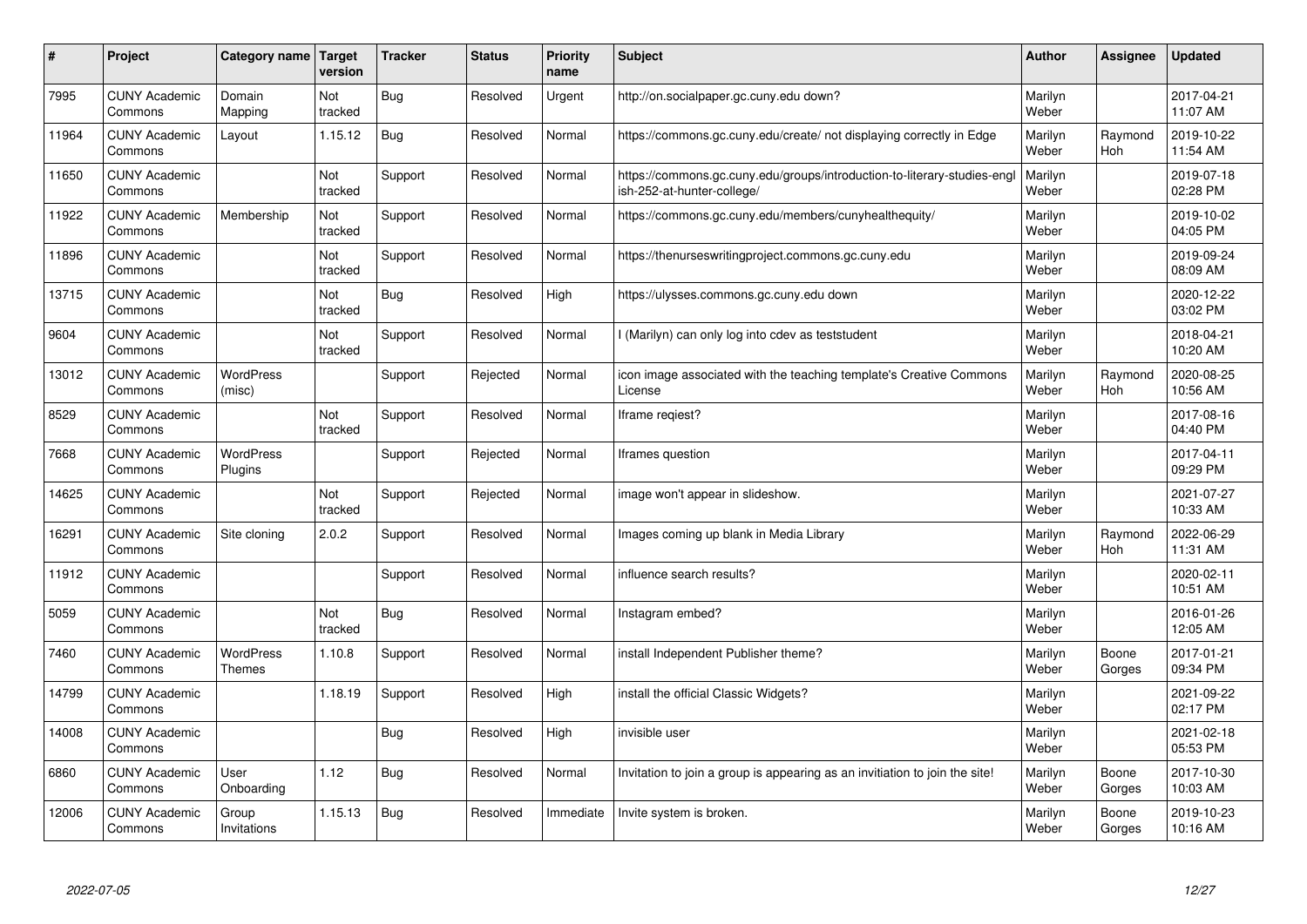| # | Project | Category name | Target version | Tracker | Status | Priority name | Subject | Author | Assignee | Updated |
|---|---|---|---|---|---|---|---|---|---|---|
| 7995 | CUNY Academic Commons | Domain Mapping | Not tracked | Bug | Resolved | Urgent | http://on.socialpaper.gc.cuny.edu down? | Marilyn Weber | | 2017-04-21 11:07 AM |
| 11964 | CUNY Academic Commons | Layout | 1.15.12 | Bug | Resolved | Normal | https://commons.gc.cuny.edu/create/ not displaying correctly in Edge | Marilyn Weber | Raymond Hoh | 2019-10-22 11:54 AM |
| 11650 | CUNY Academic Commons | | Not tracked | Support | Resolved | Normal | https://commons.gc.cuny.edu/groups/introduction-to-literary-studies-english-252-at-hunter-college/ | Marilyn Weber | | 2019-07-18 02:28 PM |
| 11922 | CUNY Academic Commons | Membership | Not tracked | Support | Resolved | Normal | https://commons.gc.cuny.edu/members/cunyhealthequity/ | Marilyn Weber | | 2019-10-02 04:05 PM |
| 11896 | CUNY Academic Commons | | Not tracked | Support | Resolved | Normal | https://thenurseswritingproject.commons.gc.cuny.edu | Marilyn Weber | | 2019-09-24 08:09 AM |
| 13715 | CUNY Academic Commons | | Not tracked | Bug | Resolved | High | https://ulysses.commons.gc.cuny.edu down | Marilyn Weber | | 2020-12-22 03:02 PM |
| 9604 | CUNY Academic Commons | | Not tracked | Support | Resolved | Normal | I (Marilyn) can only log into cdev as teststudent | Marilyn Weber | | 2018-04-21 10:20 AM |
| 13012 | CUNY Academic Commons | WordPress (misc) | | Support | Rejected | Normal | icon image associated with the teaching template's Creative Commons License | Marilyn Weber | Raymond Hoh | 2020-08-25 10:56 AM |
| 8529 | CUNY Academic Commons | | Not tracked | Support | Resolved | Normal | Iframe reqiest? | Marilyn Weber | | 2017-08-16 04:40 PM |
| 7668 | CUNY Academic Commons | WordPress Plugins | | Support | Rejected | Normal | Iframes question | Marilyn Weber | | 2017-04-11 09:29 PM |
| 14625 | CUNY Academic Commons | | Not tracked | Support | Rejected | Normal | image won't appear in slideshow. | Marilyn Weber | | 2021-07-27 10:33 AM |
| 16291 | CUNY Academic Commons | Site cloning | 2.0.2 | Support | Resolved | Normal | Images coming up blank in Media Library | Marilyn Weber | Raymond Hoh | 2022-06-29 11:31 AM |
| 11912 | CUNY Academic Commons | | | Support | Resolved | Normal | influence search results? | Marilyn Weber | | 2020-02-11 10:51 AM |
| 5059 | CUNY Academic Commons | | Not tracked | Bug | Resolved | Normal | Instagram embed? | Marilyn Weber | | 2016-01-26 12:05 AM |
| 7460 | CUNY Academic Commons | WordPress Themes | 1.10.8 | Support | Resolved | Normal | install Independent Publisher theme? | Marilyn Weber | Boone Gorges | 2017-01-21 09:34 PM |
| 14799 | CUNY Academic Commons | | 1.18.19 | Support | Resolved | High | install the official Classic Widgets? | Marilyn Weber | | 2021-09-22 02:17 PM |
| 14008 | CUNY Academic Commons | | | Bug | Resolved | High | invisible user | Marilyn Weber | | 2021-02-18 05:53 PM |
| 6860 | CUNY Academic Commons | User Onboarding | 1.12 | Bug | Resolved | Normal | Invitation to join a group is appearing as an invitiation to join the site! | Marilyn Weber | Boone Gorges | 2017-10-30 10:03 AM |
| 12006 | CUNY Academic Commons | Group Invitations | 1.15.13 | Bug | Resolved | Immediate | Invite system is broken. | Marilyn Weber | Boone Gorges | 2019-10-23 10:16 AM |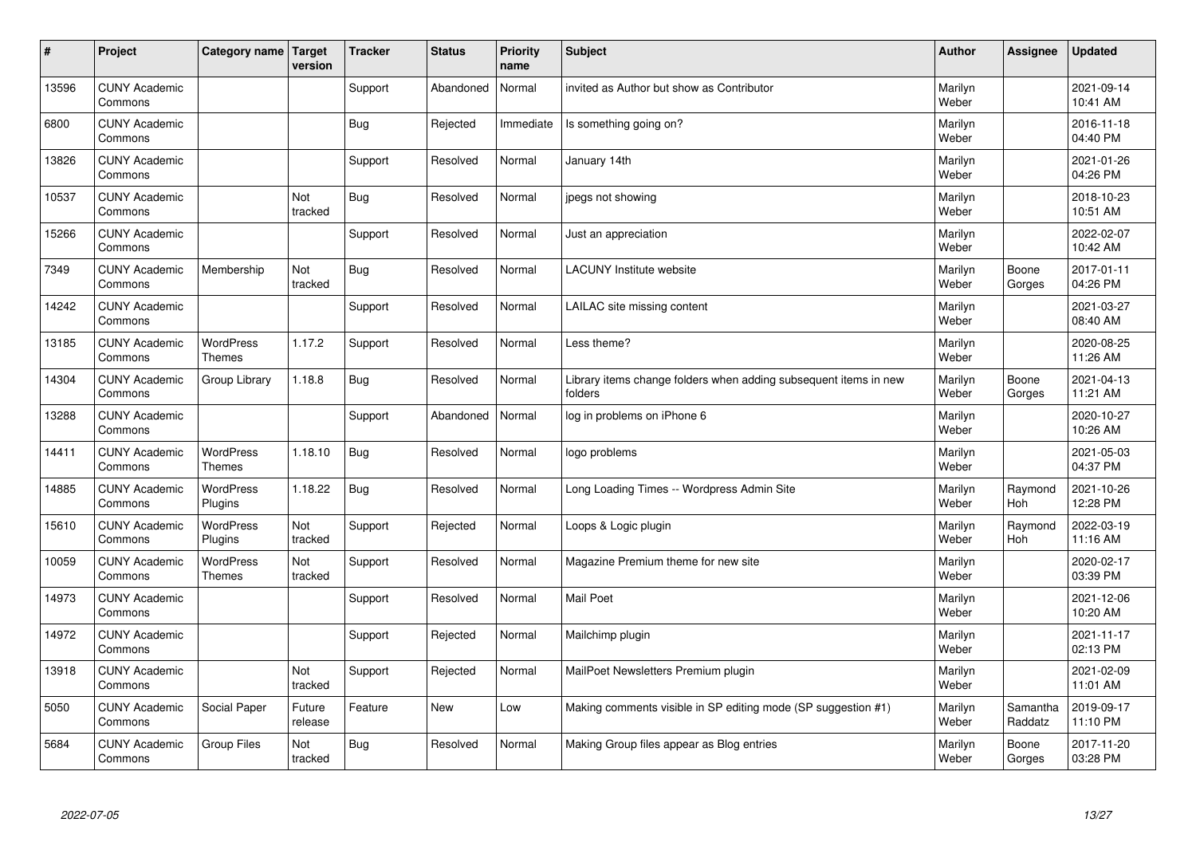| # | Project | Category name | Target version | Tracker | Status | Priority name | Subject | Author | Assignee | Updated |
|---|---|---|---|---|---|---|---|---|---|---|
| 13596 | CUNY Academic Commons | | | Support | Abandoned | Normal | invited as Author but show as Contributor | Marilyn Weber | | 2021-09-14 10:41 AM |
| 6800 | CUNY Academic Commons | | | Bug | Rejected | Immediate | Is something going on? | Marilyn Weber | | 2016-11-18 04:40 PM |
| 13826 | CUNY Academic Commons | | | Support | Resolved | Normal | January 14th | Marilyn Weber | | 2021-01-26 04:26 PM |
| 10537 | CUNY Academic Commons | | Not tracked | Bug | Resolved | Normal | jpegs not showing | Marilyn Weber | | 2018-10-23 10:51 AM |
| 15266 | CUNY Academic Commons | | | Support | Resolved | Normal | Just an appreciation | Marilyn Weber | | 2022-02-07 10:42 AM |
| 7349 | CUNY Academic Commons | Membership | Not tracked | Bug | Resolved | Normal | LACUNY Institute website | Marilyn Weber | Boone Gorges | 2017-01-11 04:26 PM |
| 14242 | CUNY Academic Commons | | | Support | Resolved | Normal | LAILAC site missing content | Marilyn Weber | | 2021-03-27 08:40 AM |
| 13185 | CUNY Academic Commons | WordPress Themes | 1.17.2 | Support | Resolved | Normal | Less theme? | Marilyn Weber | | 2020-08-25 11:26 AM |
| 14304 | CUNY Academic Commons | Group Library | 1.18.8 | Bug | Resolved | Normal | Library items change folders when adding subsequent items in new folders | Marilyn Weber | Boone Gorges | 2021-04-13 11:21 AM |
| 13288 | CUNY Academic Commons | | | Support | Abandoned | Normal | log in problems on iPhone 6 | Marilyn Weber | | 2020-10-27 10:26 AM |
| 14411 | CUNY Academic Commons | WordPress Themes | 1.18.10 | Bug | Resolved | Normal | logo problems | Marilyn Weber | | 2021-05-03 04:37 PM |
| 14885 | CUNY Academic Commons | WordPress Plugins | 1.18.22 | Bug | Resolved | Normal | Long Loading Times -- Wordpress Admin Site | Marilyn Weber | Raymond Hoh | 2021-10-26 12:28 PM |
| 15610 | CUNY Academic Commons | WordPress Plugins | Not tracked | Support | Rejected | Normal | Loops & Logic plugin | Marilyn Weber | Raymond Hoh | 2022-03-19 11:16 AM |
| 10059 | CUNY Academic Commons | WordPress Themes | Not tracked | Support | Resolved | Normal | Magazine Premium theme for new site | Marilyn Weber | | 2020-02-17 03:39 PM |
| 14973 | CUNY Academic Commons | | | Support | Resolved | Normal | Mail Poet | Marilyn Weber | | 2021-12-06 10:20 AM |
| 14972 | CUNY Academic Commons | | | Support | Rejected | Normal | Mailchimp plugin | Marilyn Weber | | 2021-11-17 02:13 PM |
| 13918 | CUNY Academic Commons | | Not tracked | Support | Rejected | Normal | MailPoet Newsletters Premium plugin | Marilyn Weber | | 2021-02-09 11:01 AM |
| 5050 | CUNY Academic Commons | Social Paper | Future release | Feature | New | Low | Making comments visible in SP editing mode (SP suggestion #1) | Marilyn Weber | Samantha Raddatz | 2019-09-17 11:10 PM |
| 5684 | CUNY Academic Commons | Group Files | Not tracked | Bug | Resolved | Normal | Making Group files appear as Blog entries | Marilyn Weber | Boone Gorges | 2017-11-20 03:28 PM |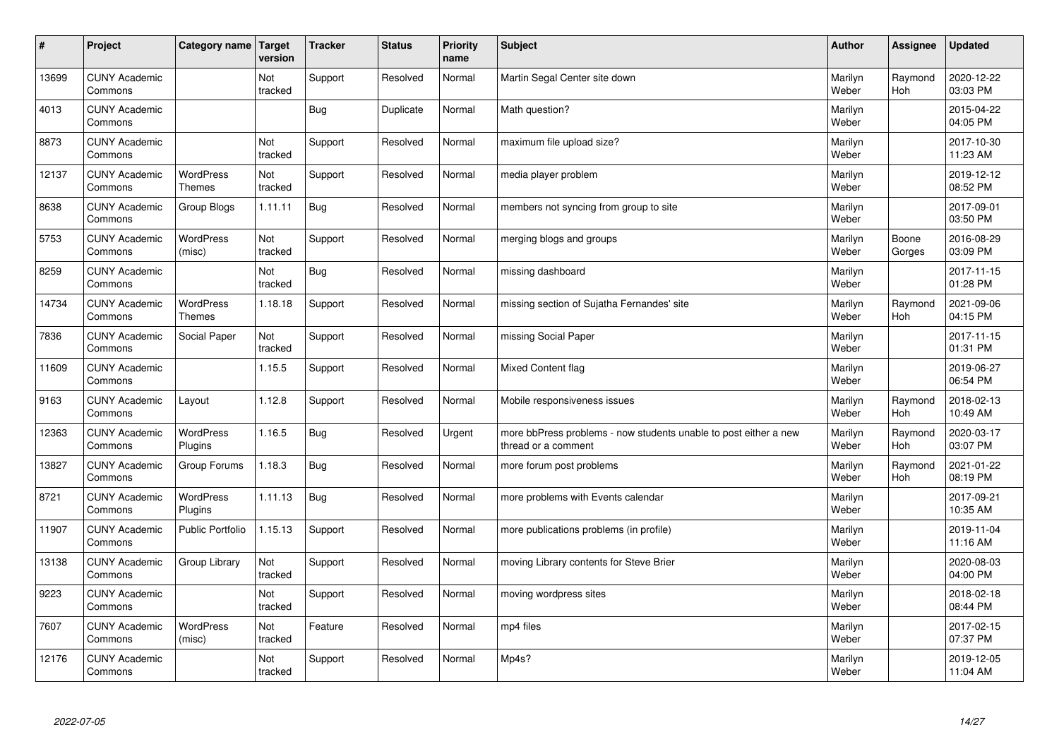| # | Project | Category name | Target version | Tracker | Status | Priority name | Subject | Author | Assignee | Updated |
|---|---|---|---|---|---|---|---|---|---|---|
| 13699 | CUNY Academic Commons | | Not tracked | Support | Resolved | Normal | Martin Segal Center site down | Marilyn Weber | Raymond Hoh | 2020-12-22 03:03 PM |
| 4013 | CUNY Academic Commons | | | Bug | Duplicate | Normal | Math question? | Marilyn Weber | | 2015-04-22 04:05 PM |
| 8873 | CUNY Academic Commons | | Not tracked | Support | Resolved | Normal | maximum file upload size? | Marilyn Weber | | 2017-10-30 11:23 AM |
| 12137 | CUNY Academic Commons | WordPress Themes | Not tracked | Support | Resolved | Normal | media player problem | Marilyn Weber | | 2019-12-12 08:52 PM |
| 8638 | CUNY Academic Commons | Group Blogs | 1.11.11 | Bug | Resolved | Normal | members not syncing from group to site | Marilyn Weber | | 2017-09-01 03:50 PM |
| 5753 | CUNY Academic Commons | WordPress (misc) | Not tracked | Support | Resolved | Normal | merging blogs and groups | Marilyn Weber | Boone Gorges | 2016-08-29 03:09 PM |
| 8259 | CUNY Academic Commons | | Not tracked | Bug | Resolved | Normal | missing dashboard | Marilyn Weber | | 2017-11-15 01:28 PM |
| 14734 | CUNY Academic Commons | WordPress Themes | 1.18.18 | Support | Resolved | Normal | missing section of Sujatha Fernandes' site | Marilyn Weber | Raymond Hoh | 2021-09-06 04:15 PM |
| 7836 | CUNY Academic Commons | Social Paper | Not tracked | Support | Resolved | Normal | missing Social Paper | Marilyn Weber | | 2017-11-15 01:31 PM |
| 11609 | CUNY Academic Commons | | 1.15.5 | Support | Resolved | Normal | Mixed Content flag | Marilyn Weber | | 2019-06-27 06:54 PM |
| 9163 | CUNY Academic Commons | Layout | 1.12.8 | Support | Resolved | Normal | Mobile responsiveness issues | Marilyn Weber | Raymond Hoh | 2018-02-13 10:49 AM |
| 12363 | CUNY Academic Commons | WordPress Plugins | 1.16.5 | Bug | Resolved | Urgent | more bbPress problems - now students unable to post either a new thread or a comment | Marilyn Weber | Raymond Hoh | 2020-03-17 03:07 PM |
| 13827 | CUNY Academic Commons | Group Forums | 1.18.3 | Bug | Resolved | Normal | more forum post problems | Marilyn Weber | Raymond Hoh | 2021-01-22 08:19 PM |
| 8721 | CUNY Academic Commons | WordPress Plugins | 1.11.13 | Bug | Resolved | Normal | more problems with Events calendar | Marilyn Weber | | 2017-09-21 10:35 AM |
| 11907 | CUNY Academic Commons | Public Portfolio | 1.15.13 | Support | Resolved | Normal | more publications problems (in profile) | Marilyn Weber | | 2019-11-04 11:16 AM |
| 13138 | CUNY Academic Commons | Group Library | Not tracked | Support | Resolved | Normal | moving Library contents for Steve Brier | Marilyn Weber | | 2020-08-03 04:00 PM |
| 9223 | CUNY Academic Commons | | Not tracked | Support | Resolved | Normal | moving wordpress sites | Marilyn Weber | | 2018-02-18 08:44 PM |
| 7607 | CUNY Academic Commons | WordPress (misc) | Not tracked | Feature | Resolved | Normal | mp4 files | Marilyn Weber | | 2017-02-15 07:37 PM |
| 12176 | CUNY Academic Commons | | Not tracked | Support | Resolved | Normal | Mp4s? | Marilyn Weber | | 2019-12-05 11:04 AM |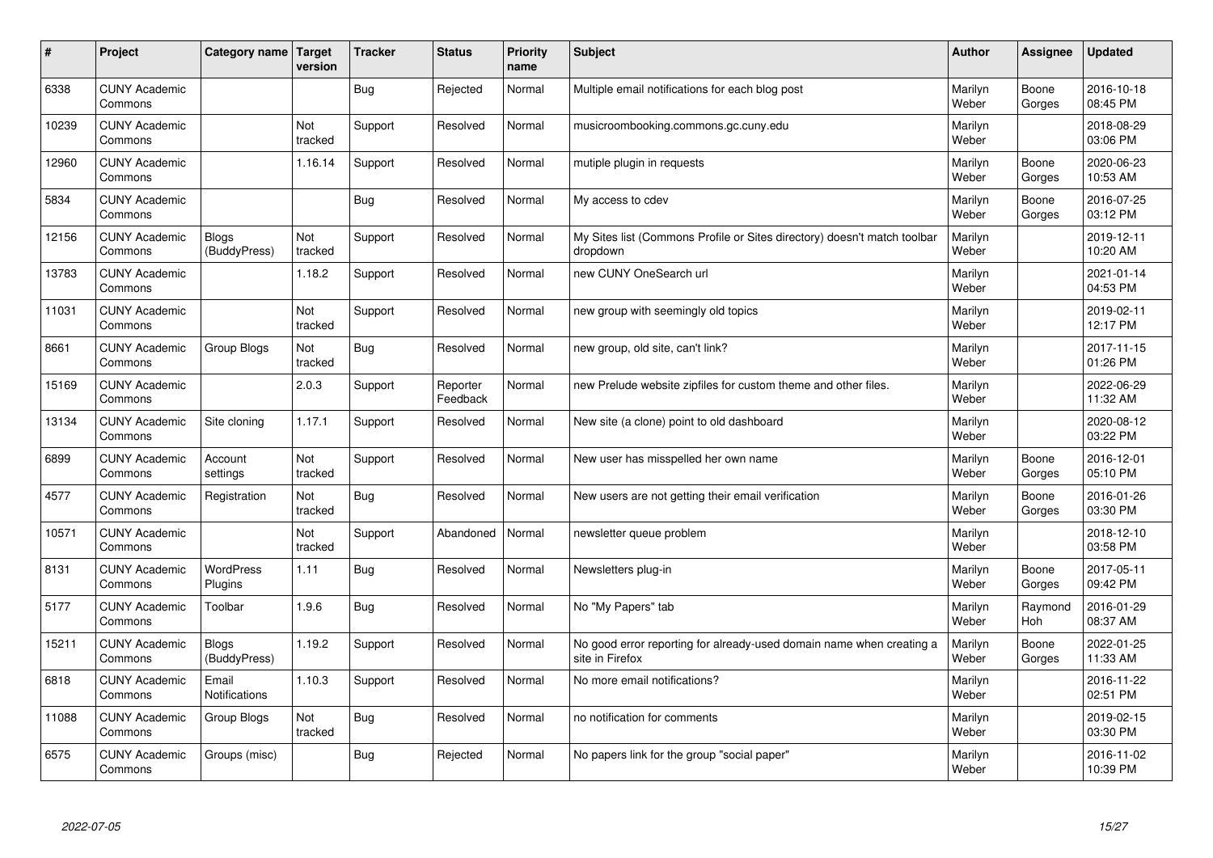| # | Project | Category name | Target version | Tracker | Status | Priority name | Subject | Author | Assignee | Updated |
|---|---|---|---|---|---|---|---|---|---|---|
| 6338 | CUNY Academic Commons | | | Bug | Rejected | Normal | Multiple email notifications for each blog post | Marilyn Weber | Boone Gorges | 2016-10-18 08:45 PM |
| 10239 | CUNY Academic Commons | | Not tracked | Support | Resolved | Normal | musicroombooking.commons.gc.cuny.edu | Marilyn Weber | | 2018-08-29 03:06 PM |
| 12960 | CUNY Academic Commons | | 1.16.14 | Support | Resolved | Normal | mutiple plugin in requests | Marilyn Weber | Boone Gorges | 2020-06-23 10:53 AM |
| 5834 | CUNY Academic Commons | | | Bug | Resolved | Normal | My access to cdev | Marilyn Weber | Boone Gorges | 2016-07-25 03:12 PM |
| 12156 | CUNY Academic Commons | Blogs (BuddyPress) | Not tracked | Support | Resolved | Normal | My Sites list (Commons Profile or Sites directory) doesn't match toolbar dropdown | Marilyn Weber | | 2019-12-11 10:20 AM |
| 13783 | CUNY Academic Commons | | 1.18.2 | Support | Resolved | Normal | new CUNY OneSearch url | Marilyn Weber | | 2021-01-14 04:53 PM |
| 11031 | CUNY Academic Commons | | Not tracked | Support | Resolved | Normal | new group with seemingly old topics | Marilyn Weber | | 2019-02-11 12:17 PM |
| 8661 | CUNY Academic Commons | Group Blogs | Not tracked | Bug | Resolved | Normal | new group, old site, can't link? | Marilyn Weber | | 2017-11-15 01:26 PM |
| 15169 | CUNY Academic Commons | | 2.0.3 | Support | Reporter Feedback | Normal | new Prelude website zipfiles for custom theme and other files. | Marilyn Weber | | 2022-06-29 11:32 AM |
| 13134 | CUNY Academic Commons | Site cloning | 1.17.1 | Support | Resolved | Normal | New site (a clone) point to old dashboard | Marilyn Weber | | 2020-08-12 03:22 PM |
| 6899 | CUNY Academic Commons | Account settings | Not tracked | Support | Resolved | Normal | New user has misspelled her own name | Marilyn Weber | Boone Gorges | 2016-12-01 05:10 PM |
| 4577 | CUNY Academic Commons | Registration | Not tracked | Bug | Resolved | Normal | New users are not getting their email verification | Marilyn Weber | Boone Gorges | 2016-01-26 03:30 PM |
| 10571 | CUNY Academic Commons | | Not tracked | Support | Abandoned | Normal | newsletter queue problem | Marilyn Weber | | 2018-12-10 03:58 PM |
| 8131 | CUNY Academic Commons | WordPress Plugins | 1.11 | Bug | Resolved | Normal | Newsletters plug-in | Marilyn Weber | Boone Gorges | 2017-05-11 09:42 PM |
| 5177 | CUNY Academic Commons | Toolbar | 1.9.6 | Bug | Resolved | Normal | No "My Papers" tab | Marilyn Weber | Raymond Hoh | 2016-01-29 08:37 AM |
| 15211 | CUNY Academic Commons | Blogs (BuddyPress) | 1.19.2 | Support | Resolved | Normal | No good error reporting for already-used domain name when creating a site in Firefox | Marilyn Weber | Boone Gorges | 2022-01-25 11:33 AM |
| 6818 | CUNY Academic Commons | Email Notifications | 1.10.3 | Support | Resolved | Normal | No more email notifications? | Marilyn Weber | | 2016-11-22 02:51 PM |
| 11088 | CUNY Academic Commons | Group Blogs | Not tracked | Bug | Resolved | Normal | no notification for comments | Marilyn Weber | | 2019-02-15 03:30 PM |
| 6575 | CUNY Academic Commons | Groups (misc) | | Bug | Rejected | Normal | No papers link for the group "social paper" | Marilyn Weber | | 2016-11-02 10:39 PM |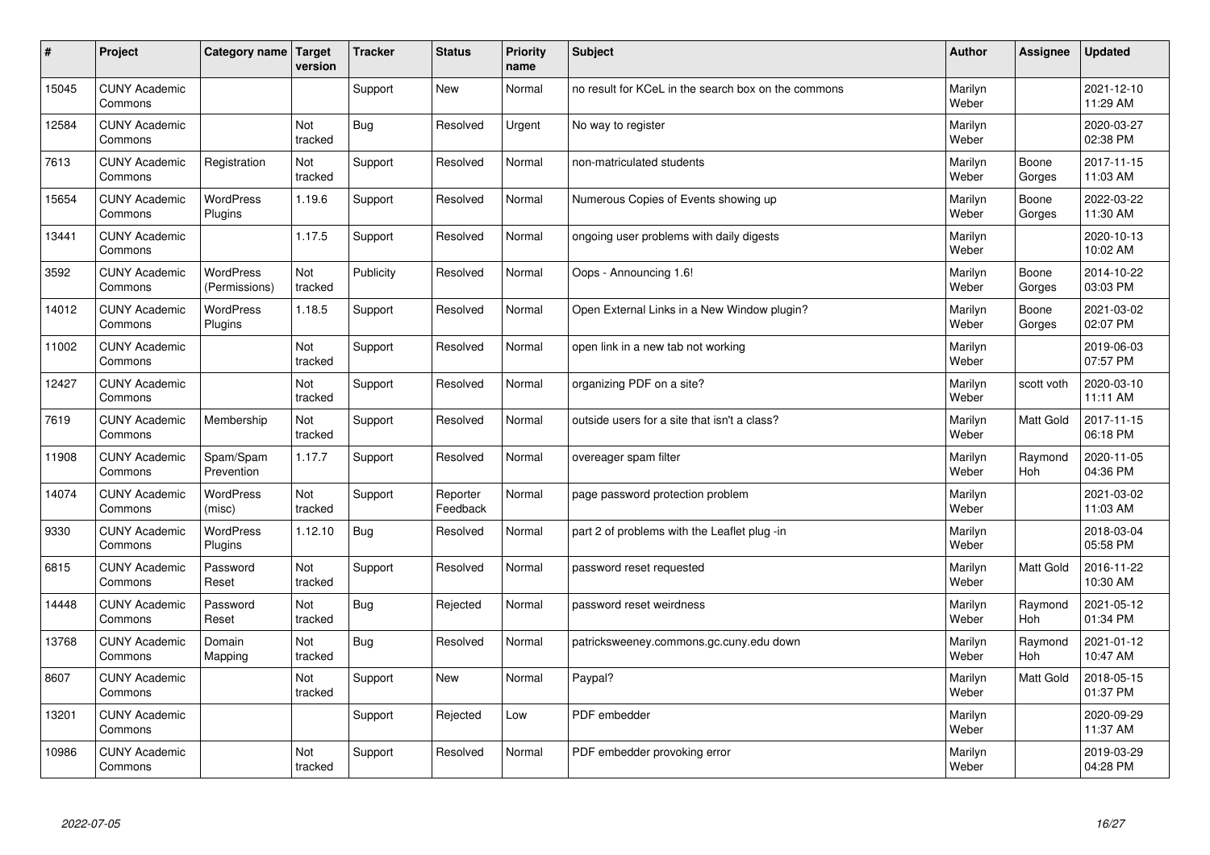| # | Project | Category name | Target version | Tracker | Status | Priority name | Subject | Author | Assignee | Updated |
|---|---|---|---|---|---|---|---|---|---|---|
| 15045 | CUNY Academic Commons | | | Support | New | Normal | no result for KCeL in the search box on the commons | Marilyn Weber | | 2021-12-10 11:29 AM |
| 12584 | CUNY Academic Commons | | Not tracked | Bug | Resolved | Urgent | No way to register | Marilyn Weber | | 2020-03-27 02:38 PM |
| 7613 | CUNY Academic Commons | Registration | Not tracked | Support | Resolved | Normal | non-matriculated students | Marilyn Weber | Boone Gorges | 2017-11-15 11:03 AM |
| 15654 | CUNY Academic Commons | WordPress Plugins | 1.19.6 | Support | Resolved | Normal | Numerous Copies of Events showing up | Marilyn Weber | Boone Gorges | 2022-03-22 11:30 AM |
| 13441 | CUNY Academic Commons | | 1.17.5 | Support | Resolved | Normal | ongoing user problems with daily digests | Marilyn Weber | | 2020-10-13 10:02 AM |
| 3592 | CUNY Academic Commons | WordPress (Permissions) | Not tracked | Publicity | Resolved | Normal | Oops - Announcing 1.6! | Marilyn Weber | Boone Gorges | 2014-10-22 03:03 PM |
| 14012 | CUNY Academic Commons | WordPress Plugins | 1.18.5 | Support | Resolved | Normal | Open External Links in a New Window plugin? | Marilyn Weber | Boone Gorges | 2021-03-02 02:07 PM |
| 11002 | CUNY Academic Commons | | Not tracked | Support | Resolved | Normal | open link in a new tab not working | Marilyn Weber | | 2019-06-03 07:57 PM |
| 12427 | CUNY Academic Commons | | Not tracked | Support | Resolved | Normal | organizing PDF on a site? | Marilyn Weber | scott voth | 2020-03-10 11:11 AM |
| 7619 | CUNY Academic Commons | Membership | Not tracked | Support | Resolved | Normal | outside users for a site that isn't a class? | Marilyn Weber | Matt Gold | 2017-11-15 06:18 PM |
| 11908 | CUNY Academic Commons | Spam/Spam Prevention | 1.17.7 | Support | Resolved | Normal | overeager spam filter | Marilyn Weber | Raymond Hoh | 2020-11-05 04:36 PM |
| 14074 | CUNY Academic Commons | WordPress (misc) | Not tracked | Support | Reporter Feedback | Normal | page password protection problem | Marilyn Weber | | 2021-03-02 11:03 AM |
| 9330 | CUNY Academic Commons | WordPress Plugins | 1.12.10 | Bug | Resolved | Normal | part 2 of problems with the Leaflet plug -in | Marilyn Weber | | 2018-03-04 05:58 PM |
| 6815 | CUNY Academic Commons | Password Reset | Not tracked | Support | Resolved | Normal | password reset requested | Marilyn Weber | Matt Gold | 2016-11-22 10:30 AM |
| 14448 | CUNY Academic Commons | Password Reset | Not tracked | Bug | Rejected | Normal | password reset weirdness | Marilyn Weber | Raymond Hoh | 2021-05-12 01:34 PM |
| 13768 | CUNY Academic Commons | Domain Mapping | Not tracked | Bug | Resolved | Normal | patricksweeney.commons.gc.cuny.edu down | Marilyn Weber | Raymond Hoh | 2021-01-12 10:47 AM |
| 8607 | CUNY Academic Commons | | Not tracked | Support | New | Normal | Paypal? | Marilyn Weber | Matt Gold | 2018-05-15 01:37 PM |
| 13201 | CUNY Academic Commons | | | Support | Rejected | Low | PDF embedder | Marilyn Weber | | 2020-09-29 11:37 AM |
| 10986 | CUNY Academic Commons | | Not tracked | Support | Resolved | Normal | PDF embedder provoking error | Marilyn Weber | | 2019-03-29 04:28 PM |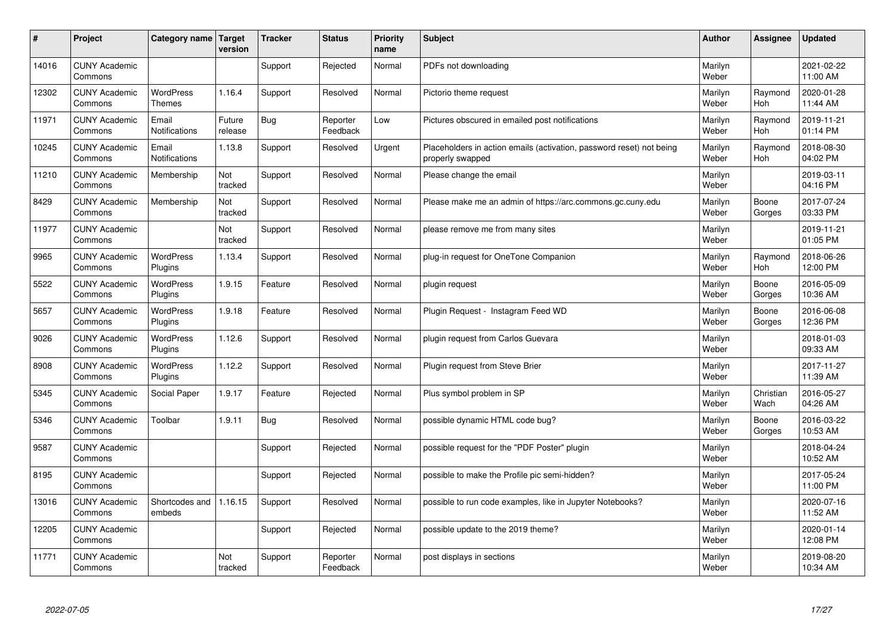| # | Project | Category name | Target version | Tracker | Status | Priority name | Subject | Author | Assignee | Updated |
|---|---|---|---|---|---|---|---|---|---|---|
| 14016 | CUNY Academic Commons | | | Support | Rejected | Normal | PDFs not downloading | Marilyn Weber | | 2021-02-22 11:00 AM |
| 12302 | CUNY Academic Commons | WordPress Themes | 1.16.4 | Support | Resolved | Normal | Pictorio theme request | Marilyn Weber | Raymond Hoh | 2020-01-28 11:44 AM |
| 11971 | CUNY Academic Commons | Email Notifications | Future release | Bug | Reporter Feedback | Low | Pictures obscured in emailed post notifications | Marilyn Weber | Raymond Hoh | 2019-11-21 01:14 PM |
| 10245 | CUNY Academic Commons | Email Notifications | 1.13.8 | Support | Resolved | Urgent | Placeholders in action emails (activation, password reset) not being properly swapped | Marilyn Weber | Raymond Hoh | 2018-08-30 04:02 PM |
| 11210 | CUNY Academic Commons | Membership | Not tracked | Support | Resolved | Normal | Please change the email | Marilyn Weber | | 2019-03-11 04:16 PM |
| 8429 | CUNY Academic Commons | Membership | Not tracked | Support | Resolved | Normal | Please make me an admin of https://arc.commons.gc.cuny.edu | Marilyn Weber | Boone Gorges | 2017-07-24 03:33 PM |
| 11977 | CUNY Academic Commons | | Not tracked | Support | Resolved | Normal | please remove me from many sites | Marilyn Weber | | 2019-11-21 01:05 PM |
| 9965 | CUNY Academic Commons | WordPress Plugins | 1.13.4 | Support | Resolved | Normal | plug-in request for OneTone Companion | Marilyn Weber | Raymond Hoh | 2018-06-26 12:00 PM |
| 5522 | CUNY Academic Commons | WordPress Plugins | 1.9.15 | Feature | Resolved | Normal | plugin request | Marilyn Weber | Boone Gorges | 2016-05-09 10:36 AM |
| 5657 | CUNY Academic Commons | WordPress Plugins | 1.9.18 | Feature | Resolved | Normal | Plugin Request - Instagram Feed WD | Marilyn Weber | Boone Gorges | 2016-06-08 12:36 PM |
| 9026 | CUNY Academic Commons | WordPress Plugins | 1.12.6 | Support | Resolved | Normal | plugin request from Carlos Guevara | Marilyn Weber | | 2018-01-03 09:33 AM |
| 8908 | CUNY Academic Commons | WordPress Plugins | 1.12.2 | Support | Resolved | Normal | Plugin request from Steve Brier | Marilyn Weber | | 2017-11-27 11:39 AM |
| 5345 | CUNY Academic Commons | Social Paper | 1.9.17 | Feature | Rejected | Normal | Plus symbol problem in SP | Marilyn Weber | Christian Wach | 2016-05-27 04:26 AM |
| 5346 | CUNY Academic Commons | Toolbar | 1.9.11 | Bug | Resolved | Normal | possible dynamic HTML code bug? | Marilyn Weber | Boone Gorges | 2016-03-22 10:53 AM |
| 9587 | CUNY Academic Commons | | | Support | Rejected | Normal | possible request for the "PDF Poster" plugin | Marilyn Weber | | 2018-04-24 10:52 AM |
| 8195 | CUNY Academic Commons | | | Support | Rejected | Normal | possible to make the Profile pic semi-hidden? | Marilyn Weber | | 2017-05-24 11:00 PM |
| 13016 | CUNY Academic Commons | Shortcodes and embeds | 1.16.15 | Support | Resolved | Normal | possible to run code examples, like in Jupyter Notebooks? | Marilyn Weber | | 2020-07-16 11:52 AM |
| 12205 | CUNY Academic Commons | | | Support | Rejected | Normal | possible update to the 2019 theme? | Marilyn Weber | | 2020-01-14 12:08 PM |
| 11771 | CUNY Academic Commons | | Not tracked | Support | Reporter Feedback | Normal | post displays in sections | Marilyn Weber | | 2019-08-20 10:34 AM |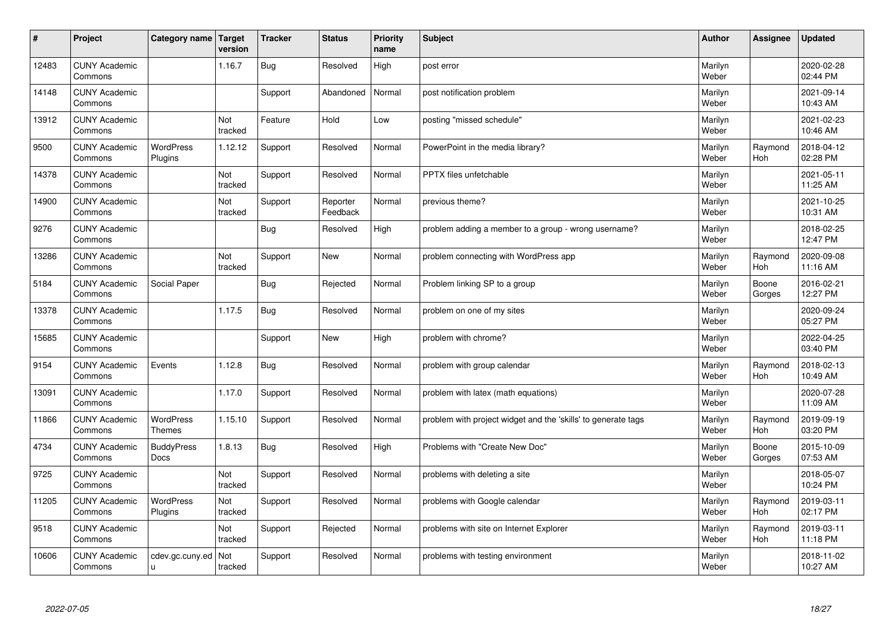| # | Project | Category name | Target version | Tracker | Status | Priority name | Subject | Author | Assignee | Updated |
|---|---|---|---|---|---|---|---|---|---|---|
| 12483 | CUNY Academic Commons | | 1.16.7 | Bug | Resolved | High | post error | Marilyn Weber | | 2020-02-28 02:44 PM |
| 14148 | CUNY Academic Commons | | | Support | Abandoned | Normal | post notification problem | Marilyn Weber | | 2021-09-14 10:43 AM |
| 13912 | CUNY Academic Commons | | Not tracked | Feature | Hold | Low | posting "missed schedule" | Marilyn Weber | | 2021-02-23 10:46 AM |
| 9500 | CUNY Academic Commons | WordPress Plugins | 1.12.12 | Support | Resolved | Normal | PowerPoint in the media library? | Marilyn Weber | Raymond Hoh | 2018-04-12 02:28 PM |
| 14378 | CUNY Academic Commons | | Not tracked | Support | Resolved | Normal | PPTX files unfetchable | Marilyn Weber | | 2021-05-11 11:25 AM |
| 14900 | CUNY Academic Commons | | Not tracked | Support | Reporter Feedback | Normal | previous theme? | Marilyn Weber | | 2021-10-25 10:31 AM |
| 9276 | CUNY Academic Commons | | | Bug | Resolved | High | problem adding a member to a group - wrong username? | Marilyn Weber | | 2018-02-25 12:47 PM |
| 13286 | CUNY Academic Commons | | Not tracked | Support | New | Normal | problem connecting with WordPress app | Marilyn Weber | Raymond Hoh | 2020-09-08 11:16 AM |
| 5184 | CUNY Academic Commons | Social Paper | | Bug | Rejected | Normal | Problem linking SP to a group | Marilyn Weber | Boone Gorges | 2016-02-21 12:27 PM |
| 13378 | CUNY Academic Commons | | 1.17.5 | Bug | Resolved | Normal | problem on one of my sites | Marilyn Weber | | 2020-09-24 05:27 PM |
| 15685 | CUNY Academic Commons | | | Support | New | High | problem with chrome? | Marilyn Weber | | 2022-04-25 03:40 PM |
| 9154 | CUNY Academic Commons | Events | 1.12.8 | Bug | Resolved | Normal | problem with group calendar | Marilyn Weber | Raymond Hoh | 2018-02-13 10:49 AM |
| 13091 | CUNY Academic Commons | | 1.17.0 | Support | Resolved | Normal | problem with latex (math equations) | Marilyn Weber | | 2020-07-28 11:09 AM |
| 11866 | CUNY Academic Commons | WordPress Themes | 1.15.10 | Support | Resolved | Normal | problem with project widget and the 'skills' to generate tags | Marilyn Weber | Raymond Hoh | 2019-09-19 03:20 PM |
| 4734 | CUNY Academic Commons | BuddyPress Docs | 1.8.13 | Bug | Resolved | High | Problems with "Create New Doc" | Marilyn Weber | Boone Gorges | 2015-10-09 07:53 AM |
| 9725 | CUNY Academic Commons | | Not tracked | Support | Resolved | Normal | problems with deleting a site | Marilyn Weber | | 2018-05-07 10:24 PM |
| 11205 | CUNY Academic Commons | WordPress Plugins | Not tracked | Support | Resolved | Normal | problems with Google calendar | Marilyn Weber | Raymond Hoh | 2019-03-11 02:17 PM |
| 9518 | CUNY Academic Commons | | Not tracked | Support | Rejected | Normal | problems with site on Internet Explorer | Marilyn Weber | Raymond Hoh | 2019-03-11 11:18 PM |
| 10606 | CUNY Academic Commons | cdev.gc.cuny.edu | Not tracked | Support | Resolved | Normal | problems with testing environment | Marilyn Weber | | 2018-11-02 10:27 AM |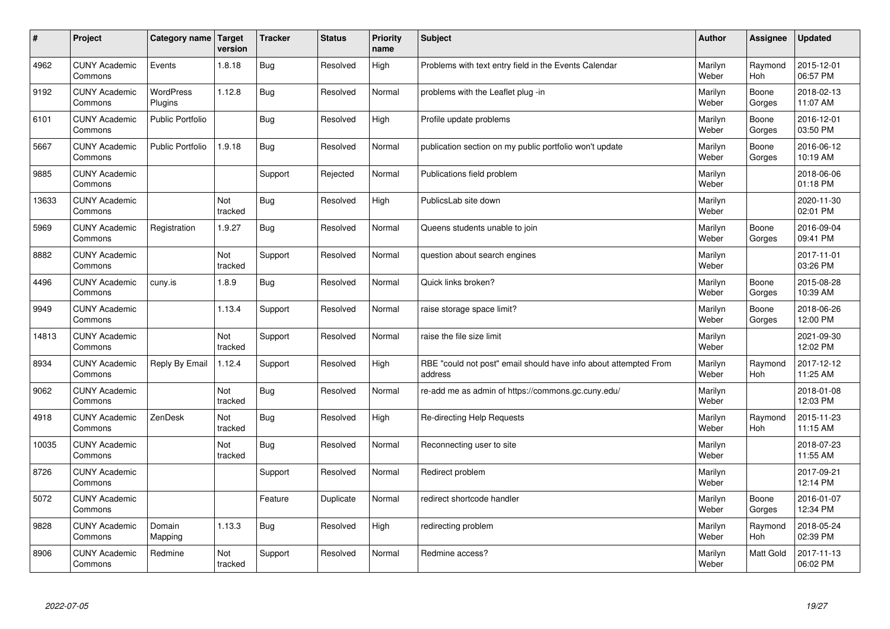| # | Project | Category name | Target version | Tracker | Status | Priority name | Subject | Author | Assignee | Updated |
|---|---|---|---|---|---|---|---|---|---|---|
| 4962 | CUNY Academic Commons | Events | 1.8.18 | Bug | Resolved | High | Problems with text entry field in the Events Calendar | Marilyn Weber | Raymond Hoh | 2015-12-01 06:57 PM |
| 9192 | CUNY Academic Commons | WordPress Plugins | 1.12.8 | Bug | Resolved | Normal | problems with the Leaflet plug -in | Marilyn Weber | Boone Gorges | 2018-02-13 11:07 AM |
| 6101 | CUNY Academic Commons | Public Portfolio | | Bug | Resolved | High | Profile update problems | Marilyn Weber | Boone Gorges | 2016-12-01 03:50 PM |
| 5667 | CUNY Academic Commons | Public Portfolio | 1.9.18 | Bug | Resolved | Normal | publication section on my public portfolio won't update | Marilyn Weber | Boone Gorges | 2016-06-12 10:19 AM |
| 9885 | CUNY Academic Commons | | | Support | Rejected | Normal | Publications field problem | Marilyn Weber | | 2018-06-06 01:18 PM |
| 13633 | CUNY Academic Commons | | Not tracked | Bug | Resolved | High | PublicsLab site down | Marilyn Weber | | 2020-11-30 02:01 PM |
| 5969 | CUNY Academic Commons | Registration | 1.9.27 | Bug | Resolved | Normal | Queens students unable to join | Marilyn Weber | Boone Gorges | 2016-09-04 09:41 PM |
| 8882 | CUNY Academic Commons | | Not tracked | Support | Resolved | Normal | question about search engines | Marilyn Weber | | 2017-11-01 03:26 PM |
| 4496 | CUNY Academic Commons | cuny.is | 1.8.9 | Bug | Resolved | Normal | Quick links broken? | Marilyn Weber | Boone Gorges | 2015-08-28 10:39 AM |
| 9949 | CUNY Academic Commons | | 1.13.4 | Support | Resolved | Normal | raise storage space limit? | Marilyn Weber | Boone Gorges | 2018-06-26 12:00 PM |
| 14813 | CUNY Academic Commons | | Not tracked | Support | Resolved | Normal | raise the file size limit | Marilyn Weber | | 2021-09-30 12:02 PM |
| 8934 | CUNY Academic Commons | Reply By Email | 1.12.4 | Support | Resolved | High | RBE "could not post" email should have info about attempted From address | Marilyn Weber | Raymond Hoh | 2017-12-12 11:25 AM |
| 9062 | CUNY Academic Commons | | Not tracked | Bug | Resolved | Normal | re-add me as admin of https://commons.gc.cuny.edu/ | Marilyn Weber | | 2018-01-08 12:03 PM |
| 4918 | CUNY Academic Commons | ZenDesk | Not tracked | Bug | Resolved | High | Re-directing Help Requests | Marilyn Weber | Raymond Hoh | 2015-11-23 11:15 AM |
| 10035 | CUNY Academic Commons | | Not tracked | Bug | Resolved | Normal | Reconnecting user to site | Marilyn Weber | | 2018-07-23 11:55 AM |
| 8726 | CUNY Academic Commons | | | Support | Resolved | Normal | Redirect problem | Marilyn Weber | | 2017-09-21 12:14 PM |
| 5072 | CUNY Academic Commons | | | Feature | Duplicate | Normal | redirect shortcode handler | Marilyn Weber | Boone Gorges | 2016-01-07 12:34 PM |
| 9828 | CUNY Academic Commons | Domain Mapping | 1.13.3 | Bug | Resolved | High | redirecting problem | Marilyn Weber | Raymond Hoh | 2018-05-24 02:39 PM |
| 8906 | CUNY Academic Commons | Redmine | Not tracked | Support | Resolved | Normal | Redmine access? | Marilyn Weber | Matt Gold | 2017-11-13 06:02 PM |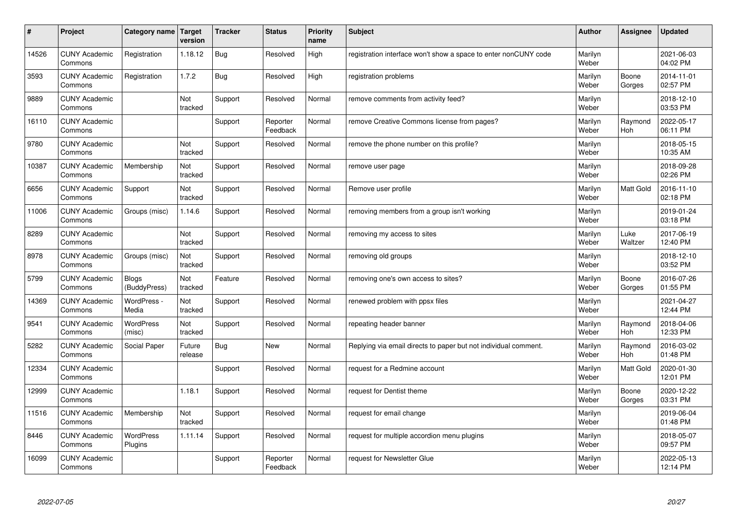| # | Project | Category name | Target version | Tracker | Status | Priority name | Subject | Author | Assignee | Updated |
|---|---|---|---|---|---|---|---|---|---|---|
| 14526 | CUNY Academic Commons | Registration | 1.18.12 | Bug | Resolved | High | registration interface won't show a space to enter nonCUNY code | Marilyn Weber | | 2021-06-03 04:02 PM |
| 3593 | CUNY Academic Commons | Registration | 1.7.2 | Bug | Resolved | High | registration problems | Marilyn Weber | Boone Gorges | 2014-11-01 02:57 PM |
| 9889 | CUNY Academic Commons | | Not tracked | Support | Resolved | Normal | remove comments from activity feed? | Marilyn Weber | | 2018-12-10 03:53 PM |
| 16110 | CUNY Academic Commons | | | Support | Reporter Feedback | Normal | remove Creative Commons license from pages? | Marilyn Weber | Raymond Hoh | 2022-05-17 06:11 PM |
| 9780 | CUNY Academic Commons | | Not tracked | Support | Resolved | Normal | remove the phone number on this profile? | Marilyn Weber | | 2018-05-15 10:35 AM |
| 10387 | CUNY Academic Commons | Membership | Not tracked | Support | Resolved | Normal | remove user page | Marilyn Weber | | 2018-09-28 02:26 PM |
| 6656 | CUNY Academic Commons | Support | Not tracked | Support | Resolved | Normal | Remove user profile | Marilyn Weber | Matt Gold | 2016-11-10 02:18 PM |
| 11006 | CUNY Academic Commons | Groups (misc) | 1.14.6 | Support | Resolved | Normal | removing members from a group isn't working | Marilyn Weber | | 2019-01-24 03:18 PM |
| 8289 | CUNY Academic Commons | | Not tracked | Support | Resolved | Normal | removing my access to sites | Marilyn Weber | Luke Waltzer | 2017-06-19 12:40 PM |
| 8978 | CUNY Academic Commons | Groups (misc) | Not tracked | Support | Resolved | Normal | removing old groups | Marilyn Weber | | 2018-12-10 03:52 PM |
| 5799 | CUNY Academic Commons | Blogs (BuddyPress) | Not tracked | Feature | Resolved | Normal | removing one's own access to sites? | Marilyn Weber | Boone Gorges | 2016-07-26 01:55 PM |
| 14369 | CUNY Academic Commons | WordPress - Media | Not tracked | Support | Resolved | Normal | renewed problem with ppsx files | Marilyn Weber | | 2021-04-27 12:44 PM |
| 9541 | CUNY Academic Commons | WordPress (misc) | Not tracked | Support | Resolved | Normal | repeating header banner | Marilyn Weber | Raymond Hoh | 2018-04-06 12:33 PM |
| 5282 | CUNY Academic Commons | Social Paper | Future release | Bug | New | Normal | Replying via email directs to paper but not individual comment. | Marilyn Weber | Raymond Hoh | 2016-03-02 01:48 PM |
| 12334 | CUNY Academic Commons | | | Support | Resolved | Normal | request for a Redmine account | Marilyn Weber | Matt Gold | 2020-01-30 12:01 PM |
| 12999 | CUNY Academic Commons | | 1.18.1 | Support | Resolved | Normal | request for Dentist theme | Marilyn Weber | Boone Gorges | 2020-12-22 03:31 PM |
| 11516 | CUNY Academic Commons | Membership | Not tracked | Support | Resolved | Normal | request for email change | Marilyn Weber | | 2019-06-04 01:48 PM |
| 8446 | CUNY Academic Commons | WordPress Plugins | 1.11.14 | Support | Resolved | Normal | request for multiple accordion menu plugins | Marilyn Weber | | 2018-05-07 09:57 PM |
| 16099 | CUNY Academic Commons | | | Support | Reporter Feedback | Normal | request for Newsletter Glue | Marilyn Weber | | 2022-05-13 12:14 PM |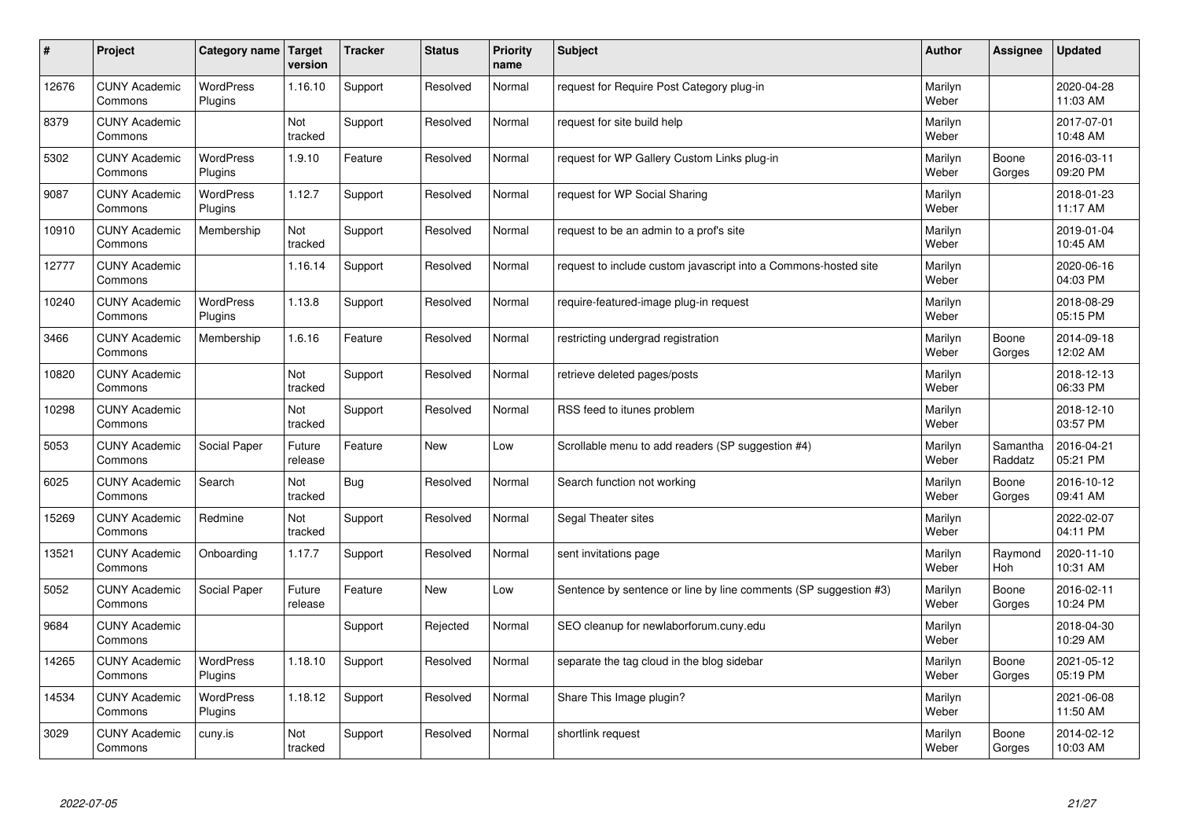| # | Project | Category name | Target version | Tracker | Status | Priority name | Subject | Author | Assignee | Updated |
|---|---|---|---|---|---|---|---|---|---|---|
| 12676 | CUNY Academic Commons | WordPress Plugins | 1.16.10 | Support | Resolved | Normal | request for Require Post Category plug-in | Marilyn Weber | | 2020-04-28 11:03 AM |
| 8379 | CUNY Academic Commons | | Not tracked | Support | Resolved | Normal | request for site build help | Marilyn Weber | | 2017-07-01 10:48 AM |
| 5302 | CUNY Academic Commons | WordPress Plugins | 1.9.10 | Feature | Resolved | Normal | request for WP Gallery Custom Links plug-in | Marilyn Weber | Boone Gorges | 2016-03-11 09:20 PM |
| 9087 | CUNY Academic Commons | WordPress Plugins | 1.12.7 | Support | Resolved | Normal | request for WP Social Sharing | Marilyn Weber | | 2018-01-23 11:17 AM |
| 10910 | CUNY Academic Commons | Membership | Not tracked | Support | Resolved | Normal | request to be an admin to a prof's site | Marilyn Weber | | 2019-01-04 10:45 AM |
| 12777 | CUNY Academic Commons | | 1.16.14 | Support | Resolved | Normal | request to include custom javascript into a Commons-hosted site | Marilyn Weber | | 2020-06-16 04:03 PM |
| 10240 | CUNY Academic Commons | WordPress Plugins | 1.13.8 | Support | Resolved | Normal | require-featured-image plug-in request | Marilyn Weber | | 2018-08-29 05:15 PM |
| 3466 | CUNY Academic Commons | Membership | 1.6.16 | Feature | Resolved | Normal | restricting undergrad registration | Marilyn Weber | Boone Gorges | 2014-09-18 12:02 AM |
| 10820 | CUNY Academic Commons | | Not tracked | Support | Resolved | Normal | retrieve deleted pages/posts | Marilyn Weber | | 2018-12-13 06:33 PM |
| 10298 | CUNY Academic Commons | | Not tracked | Support | Resolved | Normal | RSS feed to itunes problem | Marilyn Weber | | 2018-12-10 03:57 PM |
| 5053 | CUNY Academic Commons | Social Paper | Future release | Feature | New | Low | Scrollable menu to add readers (SP suggestion #4) | Marilyn Weber | Samantha Raddatz | 2016-04-21 05:21 PM |
| 6025 | CUNY Academic Commons | Search | Not tracked | Bug | Resolved | Normal | Search function not working | Marilyn Weber | Boone Gorges | 2016-10-12 09:41 AM |
| 15269 | CUNY Academic Commons | Redmine | Not tracked | Support | Resolved | Normal | Segal Theater sites | Marilyn Weber | | 2022-02-07 04:11 PM |
| 13521 | CUNY Academic Commons | Onboarding | 1.17.7 | Support | Resolved | Normal | sent invitations page | Marilyn Weber | Raymond Hoh | 2020-11-10 10:31 AM |
| 5052 | CUNY Academic Commons | Social Paper | Future release | Feature | New | Low | Sentence by sentence or line by line comments (SP suggestion #3) | Marilyn Weber | Boone Gorges | 2016-02-11 10:24 PM |
| 9684 | CUNY Academic Commons | | | Support | Rejected | Normal | SEO cleanup for newlaborforum.cuny.edu | Marilyn Weber | | 2018-04-30 10:29 AM |
| 14265 | CUNY Academic Commons | WordPress Plugins | 1.18.10 | Support | Resolved | Normal | separate the tag cloud in the blog sidebar | Marilyn Weber | Boone Gorges | 2021-05-12 05:19 PM |
| 14534 | CUNY Academic Commons | WordPress Plugins | 1.18.12 | Support | Resolved | Normal | Share This Image plugin? | Marilyn Weber | | 2021-06-08 11:50 AM |
| 3029 | CUNY Academic Commons | cuny.is | Not tracked | Support | Resolved | Normal | shortlink request | Marilyn Weber | Boone Gorges | 2014-02-12 10:03 AM |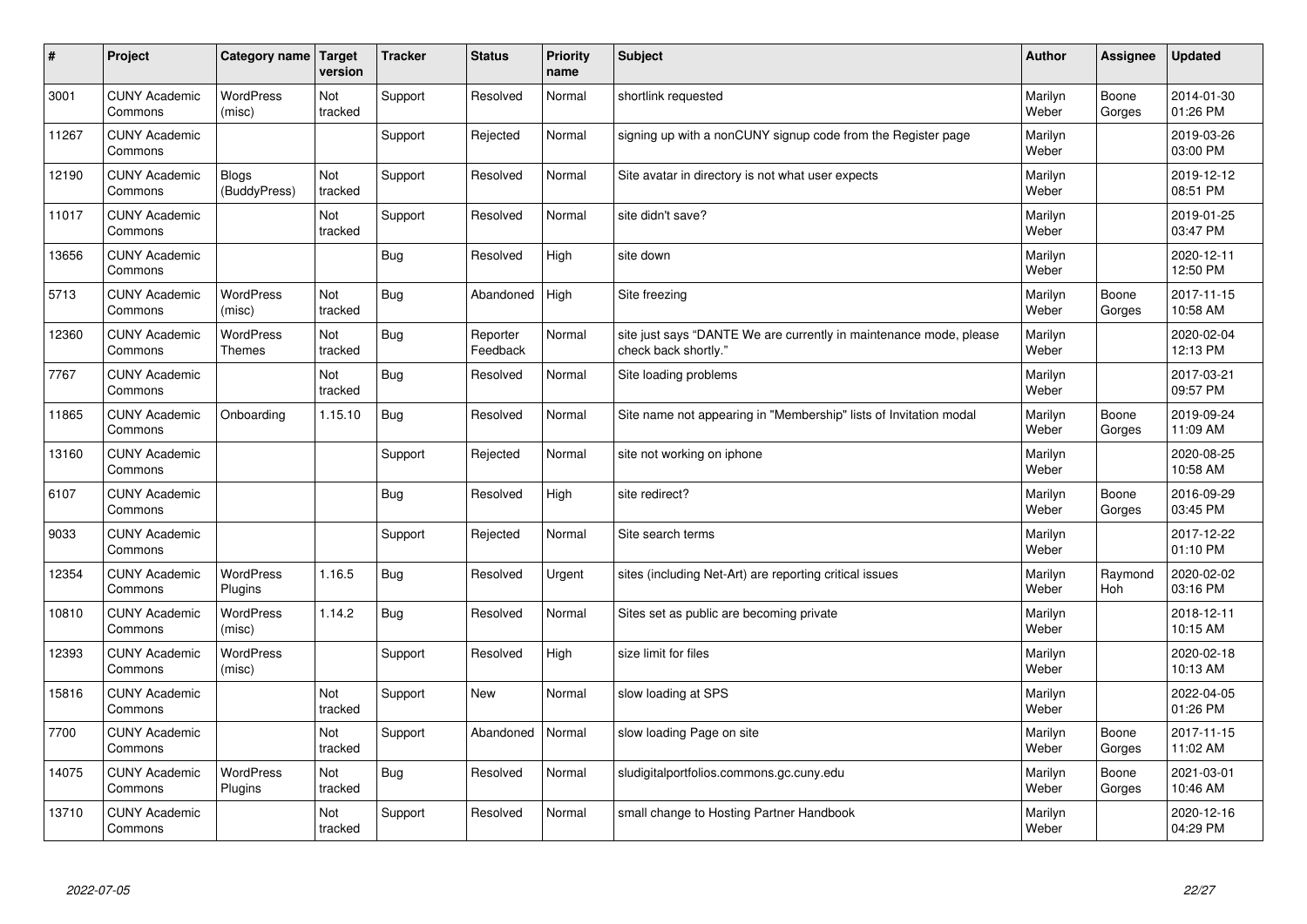| # | Project | Category name | Target version | Tracker | Status | Priority name | Subject | Author | Assignee | Updated |
|---|---|---|---|---|---|---|---|---|---|---|
| 3001 | CUNY Academic Commons | WordPress (misc) | Not tracked | Support | Resolved | Normal | shortlink requested | Marilyn Weber | Boone Gorges | 2014-01-30 01:26 PM |
| 11267 | CUNY Academic Commons | | | Support | Rejected | Normal | signing up with a nonCUNY signup code from the Register page | Marilyn Weber | | 2019-03-26 03:00 PM |
| 12190 | CUNY Academic Commons | Blogs (BuddyPress) | Not tracked | Support | Resolved | Normal | Site avatar in directory is not what user expects | Marilyn Weber | | 2019-12-12 08:51 PM |
| 11017 | CUNY Academic Commons | | Not tracked | Support | Resolved | Normal | site didn't save? | Marilyn Weber | | 2019-01-25 03:47 PM |
| 13656 | CUNY Academic Commons | | | Bug | Resolved | High | site down | Marilyn Weber | | 2020-12-11 12:50 PM |
| 5713 | CUNY Academic Commons | WordPress (misc) | Not tracked | Bug | Abandoned | High | Site freezing | Marilyn Weber | Boone Gorges | 2017-11-15 10:58 AM |
| 12360 | CUNY Academic Commons | WordPress Themes | Not tracked | Bug | Reporter Feedback | Normal | site just says "DANTE We are currently in maintenance mode, please check back shortly." | Marilyn Weber | | 2020-02-04 12:13 PM |
| 7767 | CUNY Academic Commons | | Not tracked | Bug | Resolved | Normal | Site loading problems | Marilyn Weber | | 2017-03-21 09:57 PM |
| 11865 | CUNY Academic Commons | Onboarding | 1.15.10 | Bug | Resolved | Normal | Site name not appearing in "Membership" lists of Invitation modal | Marilyn Weber | Boone Gorges | 2019-09-24 11:09 AM |
| 13160 | CUNY Academic Commons | | | Support | Rejected | Normal | site not working on iphone | Marilyn Weber | | 2020-08-25 10:58 AM |
| 6107 | CUNY Academic Commons | | | Bug | Resolved | High | site redirect? | Marilyn Weber | Boone Gorges | 2016-09-29 03:45 PM |
| 9033 | CUNY Academic Commons | | | Support | Rejected | Normal | Site search terms | Marilyn Weber | | 2017-12-22 01:10 PM |
| 12354 | CUNY Academic Commons | WordPress Plugins | 1.16.5 | Bug | Resolved | Urgent | sites (including Net-Art) are reporting critical issues | Marilyn Weber | Raymond Hoh | 2020-02-02 03:16 PM |
| 10810 | CUNY Academic Commons | WordPress (misc) | 1.14.2 | Bug | Resolved | Normal | Sites set as public are becoming private | Marilyn Weber | | 2018-12-11 10:15 AM |
| 12393 | CUNY Academic Commons | WordPress (misc) | | Support | Resolved | High | size limit for files | Marilyn Weber | | 2020-02-18 10:13 AM |
| 15816 | CUNY Academic Commons | | Not tracked | Support | New | Normal | slow loading at SPS | Marilyn Weber | | 2022-04-05 01:26 PM |
| 7700 | CUNY Academic Commons | | Not tracked | Support | Abandoned | Normal | slow loading Page on site | Marilyn Weber | Boone Gorges | 2017-11-15 11:02 AM |
| 14075 | CUNY Academic Commons | WordPress Plugins | Not tracked | Bug | Resolved | Normal | sludigitalportfolios.commons.gc.cuny.edu | Marilyn Weber | Boone Gorges | 2021-03-01 10:46 AM |
| 13710 | CUNY Academic Commons | | Not tracked | Support | Resolved | Normal | small change to Hosting Partner Handbook | Marilyn Weber | | 2020-12-16 04:29 PM |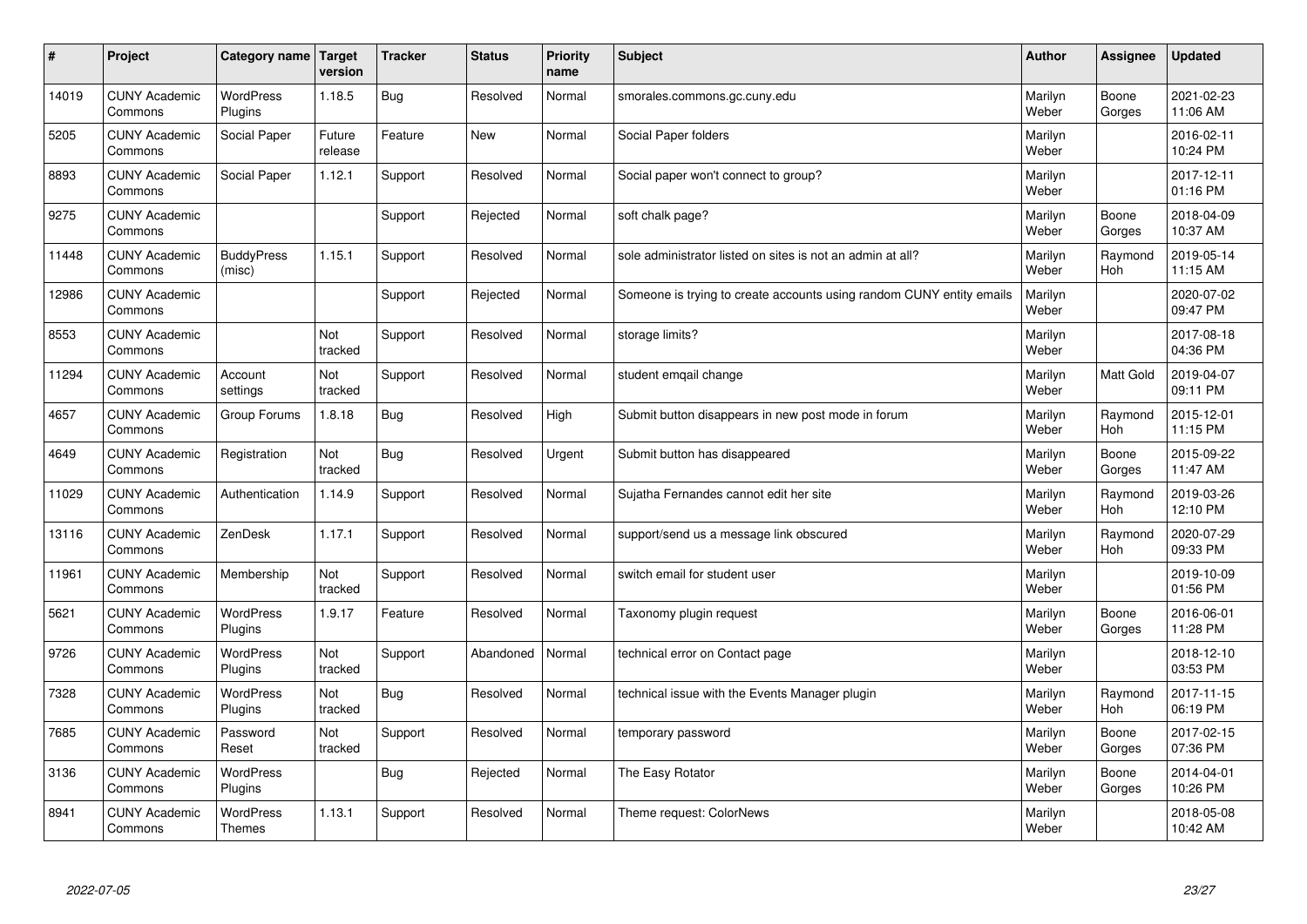| # | Project | Category name | Target version | Tracker | Status | Priority name | Subject | Author | Assignee | Updated |
|---|---|---|---|---|---|---|---|---|---|---|
| 14019 | CUNY Academic Commons | WordPress Plugins | 1.18.5 | Bug | Resolved | Normal | smorales.commons.gc.cuny.edu | Marilyn Weber | Boone Gorges | 2021-02-23 11:06 AM |
| 5205 | CUNY Academic Commons | Social Paper | Future release | Feature | New | Normal | Social Paper folders | Marilyn Weber | | 2016-02-11 10:24 PM |
| 8893 | CUNY Academic Commons | Social Paper | 1.12.1 | Support | Resolved | Normal | Social paper won't connect to group? | Marilyn Weber | | 2017-12-11 01:16 PM |
| 9275 | CUNY Academic Commons | | | Support | Rejected | Normal | soft chalk page? | Marilyn Weber | Boone Gorges | 2018-04-09 10:37 AM |
| 11448 | CUNY Academic Commons | BuddyPress (misc) | 1.15.1 | Support | Resolved | Normal | sole administrator listed on sites is not an admin at all? | Marilyn Weber | Raymond Hoh | 2019-05-14 11:15 AM |
| 12986 | CUNY Academic Commons | | | Support | Rejected | Normal | Someone is trying to create accounts using random CUNY entity emails | Marilyn Weber | | 2020-07-02 09:47 PM |
| 8553 | CUNY Academic Commons | | Not tracked | Support | Resolved | Normal | storage limits? | Marilyn Weber | | 2017-08-18 04:36 PM |
| 11294 | CUNY Academic Commons | Account settings | Not tracked | Support | Resolved | Normal | student emqail change | Marilyn Weber | Matt Gold | 2019-04-07 09:11 PM |
| 4657 | CUNY Academic Commons | Group Forums | 1.8.18 | Bug | Resolved | High | Submit button disappears in new post mode in forum | Marilyn Weber | Raymond Hoh | 2015-12-01 11:15 PM |
| 4649 | CUNY Academic Commons | Registration | Not tracked | Bug | Resolved | Urgent | Submit button has disappeared | Marilyn Weber | Boone Gorges | 2015-09-22 11:47 AM |
| 11029 | CUNY Academic Commons | Authentication | 1.14.9 | Support | Resolved | Normal | Sujatha Fernandes cannot edit her site | Marilyn Weber | Raymond Hoh | 2019-03-26 12:10 PM |
| 13116 | CUNY Academic Commons | ZenDesk | 1.17.1 | Support | Resolved | Normal | support/send us a message link obscured | Marilyn Weber | Raymond Hoh | 2020-07-29 09:33 PM |
| 11961 | CUNY Academic Commons | Membership | Not tracked | Support | Resolved | Normal | switch email for student user | Marilyn Weber | | 2019-10-09 01:56 PM |
| 5621 | CUNY Academic Commons | WordPress Plugins | 1.9.17 | Feature | Resolved | Normal | Taxonomy plugin request | Marilyn Weber | Boone Gorges | 2016-06-01 11:28 PM |
| 9726 | CUNY Academic Commons | WordPress Plugins | Not tracked | Support | Abandoned | Normal | technical error on Contact page | Marilyn Weber | | 2018-12-10 03:53 PM |
| 7328 | CUNY Academic Commons | WordPress Plugins | Not tracked | Bug | Resolved | Normal | technical issue with the Events Manager plugin | Marilyn Weber | Raymond Hoh | 2017-11-15 06:19 PM |
| 7685 | CUNY Academic Commons | Password Reset | Not tracked | Support | Resolved | Normal | temporary password | Marilyn Weber | Boone Gorges | 2017-02-15 07:36 PM |
| 3136 | CUNY Academic Commons | WordPress Plugins | | Bug | Rejected | Normal | The Easy Rotator | Marilyn Weber | Boone Gorges | 2014-04-01 10:26 PM |
| 8941 | CUNY Academic Commons | WordPress Themes | 1.13.1 | Support | Resolved | Normal | Theme request: ColorNews | Marilyn Weber | | 2018-05-08 10:42 AM |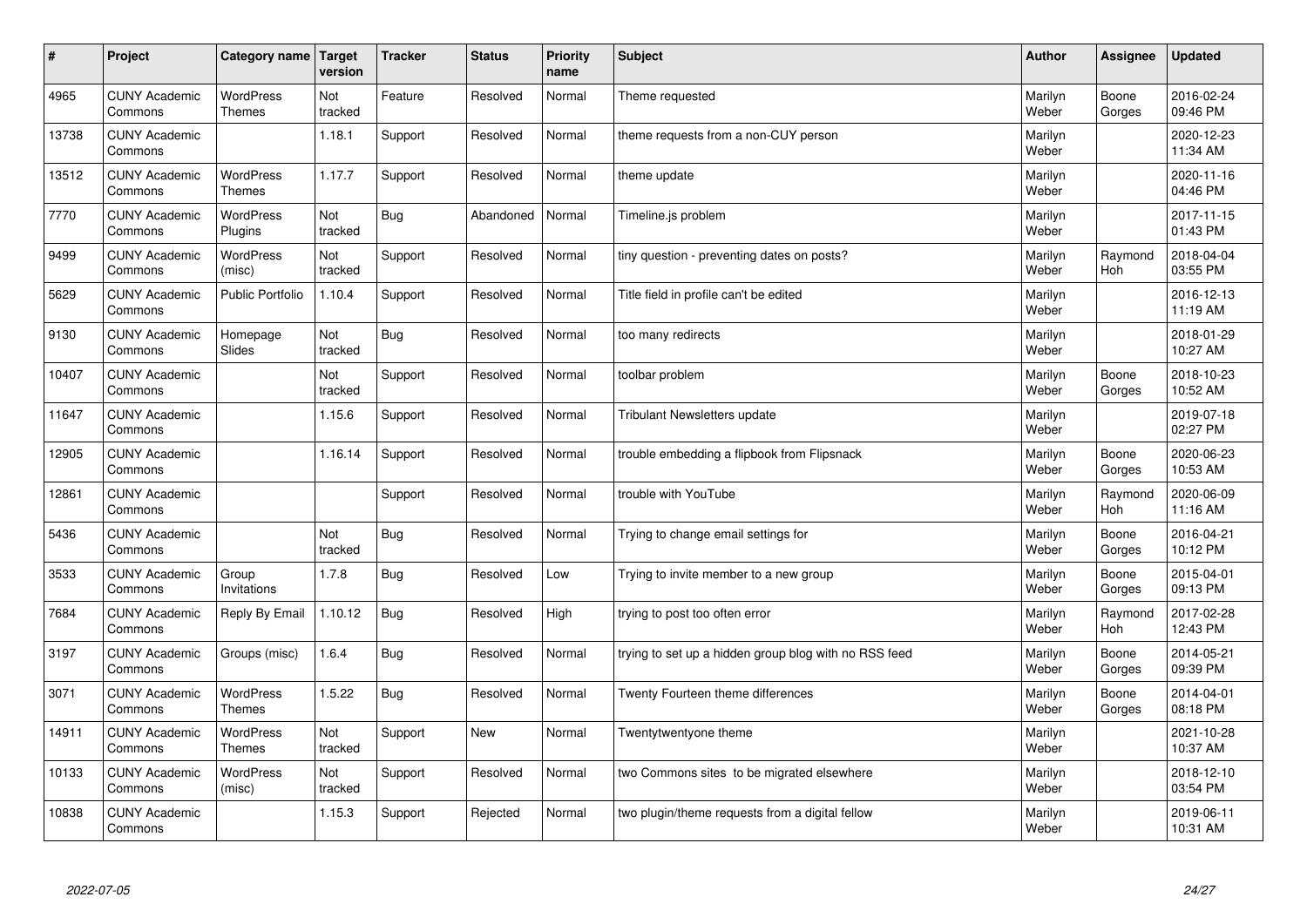| # | Project | Category name | Target version | Tracker | Status | Priority name | Subject | Author | Assignee | Updated |
|---|---|---|---|---|---|---|---|---|---|---|
| 4965 | CUNY Academic Commons | WordPress Themes | Not tracked | Feature | Resolved | Normal | Theme requested | Marilyn Weber | Boone Gorges | 2016-02-24 09:46 PM |
| 13738 | CUNY Academic Commons | | 1.18.1 | Support | Resolved | Normal | theme requests from a non-CUY person | Marilyn Weber | | 2020-12-23 11:34 AM |
| 13512 | CUNY Academic Commons | WordPress Themes | 1.17.7 | Support | Resolved | Normal | theme update | Marilyn Weber | | 2020-11-16 04:46 PM |
| 7770 | CUNY Academic Commons | WordPress Plugins | Not tracked | Bug | Abandoned | Normal | Timeline.js problem | Marilyn Weber | | 2017-11-15 01:43 PM |
| 9499 | CUNY Academic Commons | WordPress (misc) | Not tracked | Support | Resolved | Normal | tiny question - preventing dates on posts? | Marilyn Weber | Raymond Hoh | 2018-04-04 03:55 PM |
| 5629 | CUNY Academic Commons | Public Portfolio | 1.10.4 | Support | Resolved | Normal | Title field in profile can't be edited | Marilyn Weber | | 2016-12-13 11:19 AM |
| 9130 | CUNY Academic Commons | Homepage Slides | Not tracked | Bug | Resolved | Normal | too many redirects | Marilyn Weber | | 2018-01-29 10:27 AM |
| 10407 | CUNY Academic Commons | | Not tracked | Support | Resolved | Normal | toolbar problem | Marilyn Weber | Boone Gorges | 2018-10-23 10:52 AM |
| 11647 | CUNY Academic Commons | | 1.15.6 | Support | Resolved | Normal | Tribulant Newsletters update | Marilyn Weber | | 2019-07-18 02:27 PM |
| 12905 | CUNY Academic Commons | | 1.16.14 | Support | Resolved | Normal | trouble embedding a flipbook from Flipsnack | Marilyn Weber | Boone Gorges | 2020-06-23 10:53 AM |
| 12861 | CUNY Academic Commons | | | Support | Resolved | Normal | trouble with YouTube | Marilyn Weber | Raymond Hoh | 2020-06-09 11:16 AM |
| 5436 | CUNY Academic Commons | | Not tracked | Bug | Resolved | Normal | Trying to change email settings for | Marilyn Weber | Boone Gorges | 2016-04-21 10:12 PM |
| 3533 | CUNY Academic Commons | Group Invitations | 1.7.8 | Bug | Resolved | Low | Trying to invite member to a new group | Marilyn Weber | Boone Gorges | 2015-04-01 09:13 PM |
| 7684 | CUNY Academic Commons | Reply By Email | 1.10.12 | Bug | Resolved | High | trying to post too often error | Marilyn Weber | Raymond Hoh | 2017-02-28 12:43 PM |
| 3197 | CUNY Academic Commons | Groups (misc) | 1.6.4 | Bug | Resolved | Normal | trying to set up a hidden group blog with no RSS feed | Marilyn Weber | Boone Gorges | 2014-05-21 09:39 PM |
| 3071 | CUNY Academic Commons | WordPress Themes | 1.5.22 | Bug | Resolved | Normal | Twenty Fourteen theme differences | Marilyn Weber | Boone Gorges | 2014-04-01 08:18 PM |
| 14911 | CUNY Academic Commons | WordPress Themes | Not tracked | Support | New | Normal | Twentytwentyone theme | Marilyn Weber | | 2021-10-28 10:37 AM |
| 10133 | CUNY Academic Commons | WordPress (misc) | Not tracked | Support | Resolved | Normal | two Commons sites to be migrated elsewhere | Marilyn Weber | | 2018-12-10 03:54 PM |
| 10838 | CUNY Academic Commons | | 1.15.3 | Support | Rejected | Normal | two plugin/theme requests from a digital fellow | Marilyn Weber | | 2019-06-11 10:31 AM |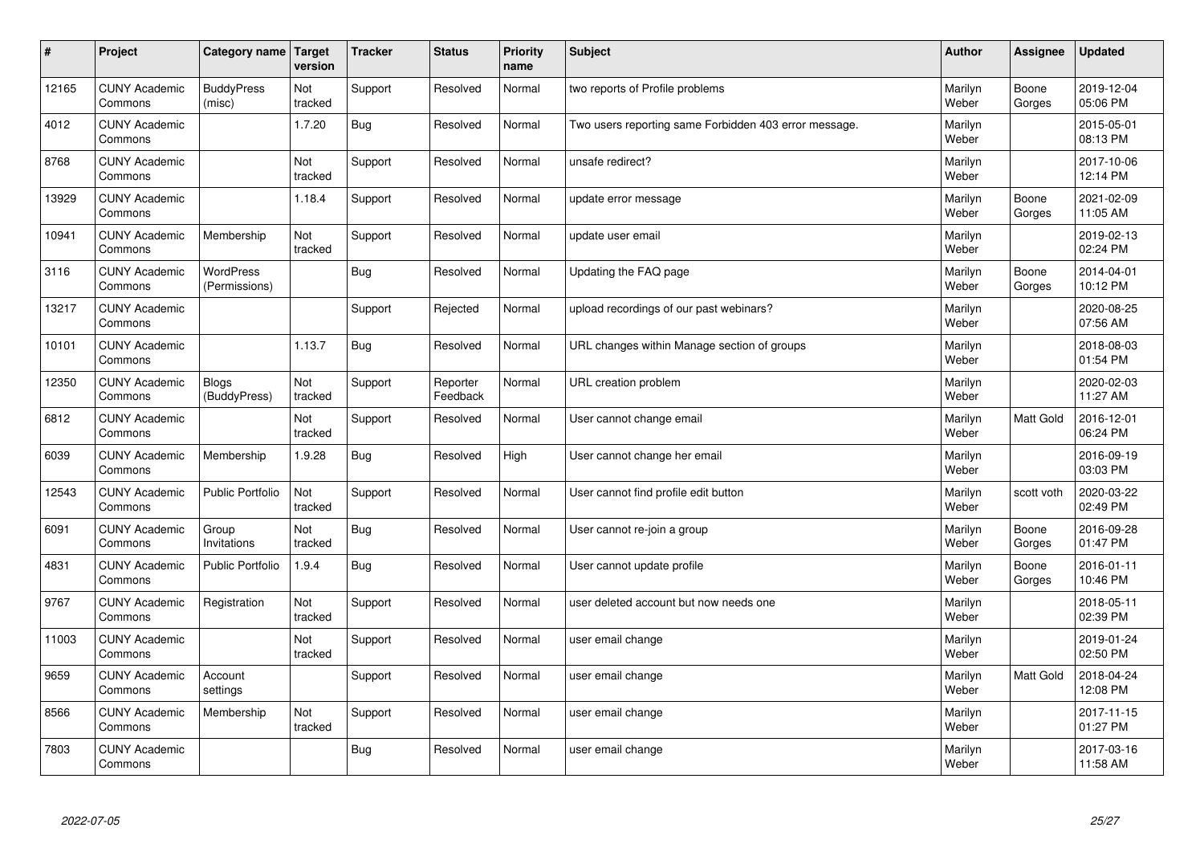| # | Project | Category name | Target version | Tracker | Status | Priority name | Subject | Author | Assignee | Updated |
|---|---|---|---|---|---|---|---|---|---|---|
| 12165 | CUNY Academic Commons | BuddyPress (misc) | Not tracked | Support | Resolved | Normal | two reports of Profile problems | Marilyn Weber | Boone Gorges | 2019-12-04 05:06 PM |
| 4012 | CUNY Academic Commons | | 1.7.20 | Bug | Resolved | Normal | Two users reporting same Forbidden 403 error message. | Marilyn Weber | | 2015-05-01 08:13 PM |
| 8768 | CUNY Academic Commons | | Not tracked | Support | Resolved | Normal | unsafe redirect? | Marilyn Weber | | 2017-10-06 12:14 PM |
| 13929 | CUNY Academic Commons | | 1.18.4 | Support | Resolved | Normal | update error message | Marilyn Weber | Boone Gorges | 2021-02-09 11:05 AM |
| 10941 | CUNY Academic Commons | Membership | Not tracked | Support | Resolved | Normal | update user email | Marilyn Weber | | 2019-02-13 02:24 PM |
| 3116 | CUNY Academic Commons | WordPress (Permissions) | | Bug | Resolved | Normal | Updating the FAQ page | Marilyn Weber | Boone Gorges | 2014-04-01 10:12 PM |
| 13217 | CUNY Academic Commons | | | Support | Rejected | Normal | upload recordings of our past webinars? | Marilyn Weber | | 2020-08-25 07:56 AM |
| 10101 | CUNY Academic Commons | | 1.13.7 | Bug | Resolved | Normal | URL changes within Manage section of groups | Marilyn Weber | | 2018-08-03 01:54 PM |
| 12350 | CUNY Academic Commons | Blogs (BuddyPress) | Not tracked | Support | Reporter Feedback | Normal | URL creation problem | Marilyn Weber | | 2020-02-03 11:27 AM |
| 6812 | CUNY Academic Commons | | Not tracked | Support | Resolved | Normal | User cannot change email | Marilyn Weber | Matt Gold | 2016-12-01 06:24 PM |
| 6039 | CUNY Academic Commons | Membership | 1.9.28 | Bug | Resolved | High | User cannot change her email | Marilyn Weber | | 2016-09-19 03:03 PM |
| 12543 | CUNY Academic Commons | Public Portfolio | Not tracked | Support | Resolved | Normal | User cannot find profile edit button | Marilyn Weber | scott voth | 2020-03-22 02:49 PM |
| 6091 | CUNY Academic Commons | Group Invitations | Not tracked | Bug | Resolved | Normal | User cannot re-join a group | Marilyn Weber | Boone Gorges | 2016-09-28 01:47 PM |
| 4831 | CUNY Academic Commons | Public Portfolio | 1.9.4 | Bug | Resolved | Normal | User cannot update profile | Marilyn Weber | Boone Gorges | 2016-01-11 10:46 PM |
| 9767 | CUNY Academic Commons | Registration | Not tracked | Support | Resolved | Normal | user deleted account but now needs one | Marilyn Weber | | 2018-05-11 02:39 PM |
| 11003 | CUNY Academic Commons | | Not tracked | Support | Resolved | Normal | user email change | Marilyn Weber | | 2019-01-24 02:50 PM |
| 9659 | CUNY Academic Commons | Account settings | | Support | Resolved | Normal | user email change | Marilyn Weber | Matt Gold | 2018-04-24 12:08 PM |
| 8566 | CUNY Academic Commons | Membership | Not tracked | Support | Resolved | Normal | user email change | Marilyn Weber | | 2017-11-15 01:27 PM |
| 7803 | CUNY Academic Commons | | | Bug | Resolved | Normal | user email change | Marilyn Weber | | 2017-03-16 11:58 AM |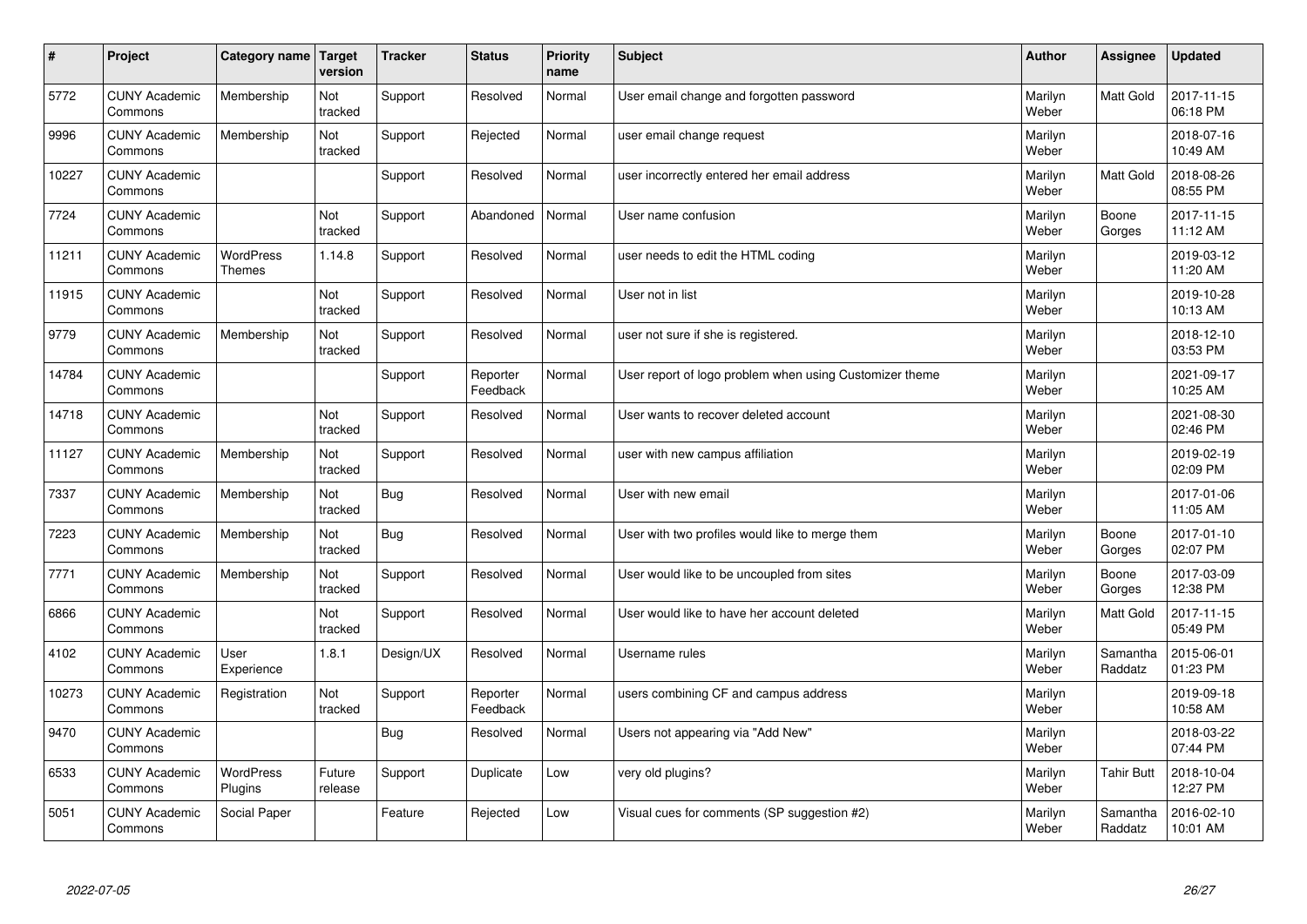| # | Project | Category name | Target version | Tracker | Status | Priority name | Subject | Author | Assignee | Updated |
|---|---|---|---|---|---|---|---|---|---|---|
| 5772 | CUNY Academic Commons | Membership | Not tracked | Support | Resolved | Normal | User email change and forgotten password | Marilyn Weber | Matt Gold | 2017-11-15 06:18 PM |
| 9996 | CUNY Academic Commons | Membership | Not tracked | Support | Rejected | Normal | user email change request | Marilyn Weber | | 2018-07-16 10:49 AM |
| 10227 | CUNY Academic Commons | | | Support | Resolved | Normal | user incorrectly entered her email address | Marilyn Weber | Matt Gold | 2018-08-26 08:55 PM |
| 7724 | CUNY Academic Commons | | Not tracked | Support | Abandoned | Normal | User name confusion | Marilyn Weber | Boone Gorges | 2017-11-15 11:12 AM |
| 11211 | CUNY Academic Commons | WordPress Themes | 1.14.8 | Support | Resolved | Normal | user needs to edit the HTML coding | Marilyn Weber | | 2019-03-12 11:20 AM |
| 11915 | CUNY Academic Commons | | Not tracked | Support | Resolved | Normal | User not in list | Marilyn Weber | | 2019-10-28 10:13 AM |
| 9779 | CUNY Academic Commons | Membership | Not tracked | Support | Resolved | Normal | user not sure if she is registered. | Marilyn Weber | | 2018-12-10 03:53 PM |
| 14784 | CUNY Academic Commons | | | Support | Reporter Feedback | Normal | User report of logo problem when using Customizer theme | Marilyn Weber | | 2021-09-17 10:25 AM |
| 14718 | CUNY Academic Commons | | Not tracked | Support | Resolved | Normal | User wants to recover deleted account | Marilyn Weber | | 2021-08-30 02:46 PM |
| 11127 | CUNY Academic Commons | Membership | Not tracked | Support | Resolved | Normal | user with new campus affiliation | Marilyn Weber | | 2019-02-19 02:09 PM |
| 7337 | CUNY Academic Commons | Membership | Not tracked | Bug | Resolved | Normal | User with new email | Marilyn Weber | | 2017-01-06 11:05 AM |
| 7223 | CUNY Academic Commons | Membership | Not tracked | Bug | Resolved | Normal | User with two profiles would like to merge them | Marilyn Weber | Boone Gorges | 2017-01-10 02:07 PM |
| 7771 | CUNY Academic Commons | Membership | Not tracked | Support | Resolved | Normal | User would like to be uncoupled from sites | Marilyn Weber | Boone Gorges | 2017-03-09 12:38 PM |
| 6866 | CUNY Academic Commons | | Not tracked | Support | Resolved | Normal | User would like to have her account deleted | Marilyn Weber | Matt Gold | 2017-11-15 05:49 PM |
| 4102 | CUNY Academic Commons | User Experience | 1.8.1 | Design/UX | Resolved | Normal | Username rules | Marilyn Weber | Samantha Raddatz | 2015-06-01 01:23 PM |
| 10273 | CUNY Academic Commons | Registration | Not tracked | Support | Reporter Feedback | Normal | users combining CF and campus address | Marilyn Weber | | 2019-09-18 10:58 AM |
| 9470 | CUNY Academic Commons | | | Bug | Resolved | Normal | Users not appearing via "Add New" | Marilyn Weber | | 2018-03-22 07:44 PM |
| 6533 | CUNY Academic Commons | WordPress Plugins | Future release | Support | Duplicate | Low | very old plugins? | Marilyn Weber | Tahir Butt | 2018-10-04 12:27 PM |
| 5051 | CUNY Academic Commons | Social Paper | | Feature | Rejected | Low | Visual cues for comments (SP suggestion #2) | Marilyn Weber | Samantha Raddatz | 2016-02-10 10:01 AM |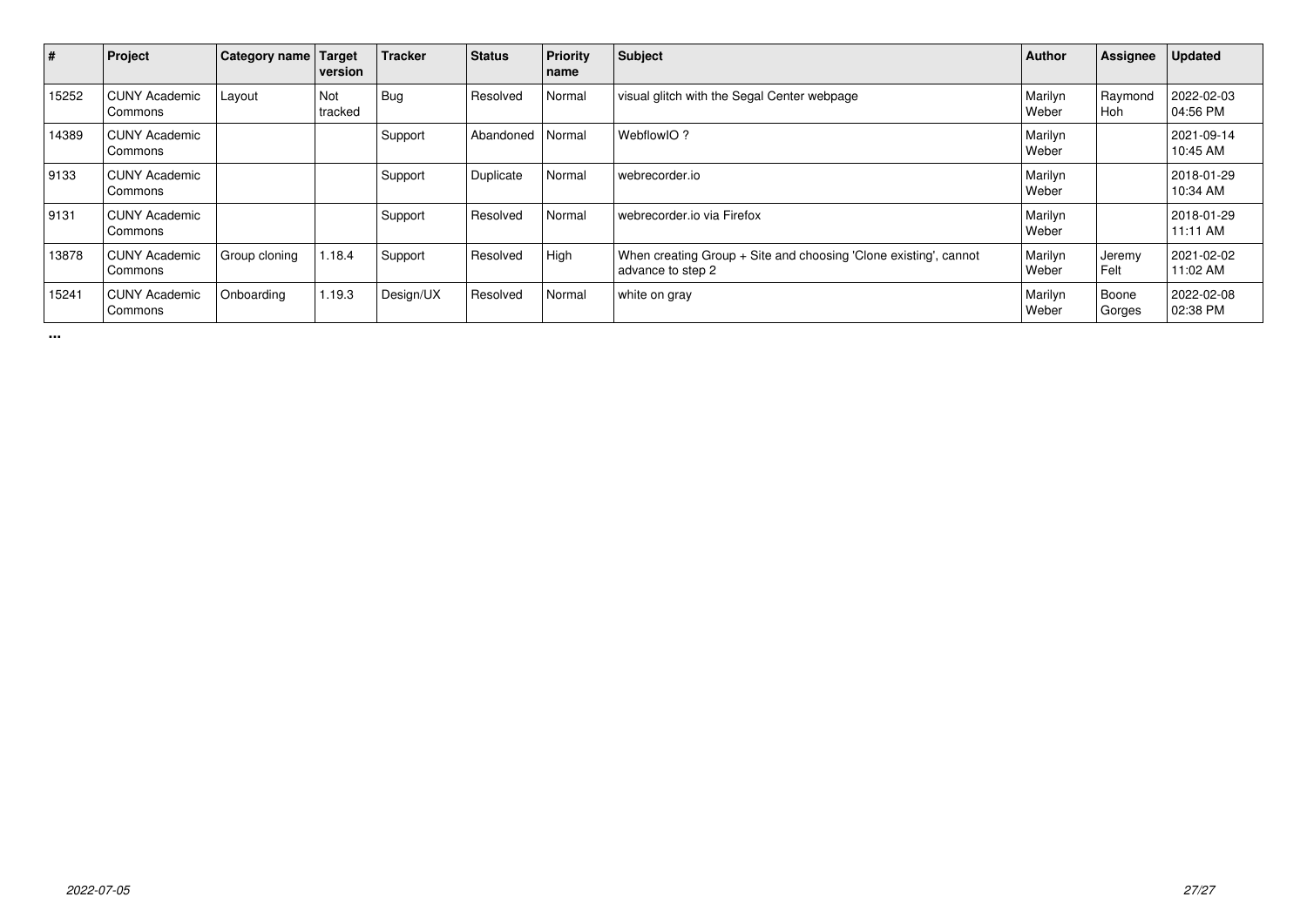| # | Project | Category name | Target version | Tracker | Status | Priority name | Subject | Author | Assignee | Updated |
|---|---|---|---|---|---|---|---|---|---|---|
| 15252 | CUNY Academic Commons | Layout | Not tracked | Bug | Resolved | Normal | visual glitch with the Segal Center webpage | Marilyn Weber | Raymond Hoh | 2022-02-03 04:56 PM |
| 14389 | CUNY Academic Commons | | | Support | Abandoned | Normal | WebflowIO ? | Marilyn Weber | | 2021-09-14 10:45 AM |
| 9133 | CUNY Academic Commons | | | Support | Duplicate | Normal | webrecorder.io | Marilyn Weber | | 2018-01-29 10:34 AM |
| 9131 | CUNY Academic Commons | | | Support | Resolved | Normal | webrecorder.io via Firefox | Marilyn Weber | | 2018-01-29 11:11 AM |
| 13878 | CUNY Academic Commons | Group cloning | 1.18.4 | Support | Resolved | High | When creating Group + Site and choosing 'Clone existing', cannot advance to step 2 | Marilyn Weber | Jeremy Felt | 2021-02-02 11:02 AM |
| 15241 | CUNY Academic Commons | Onboarding | 1.19.3 | Design/UX | Resolved | Normal | white on gray | Marilyn Weber | Boone Gorges | 2022-02-08 02:38 PM |

...